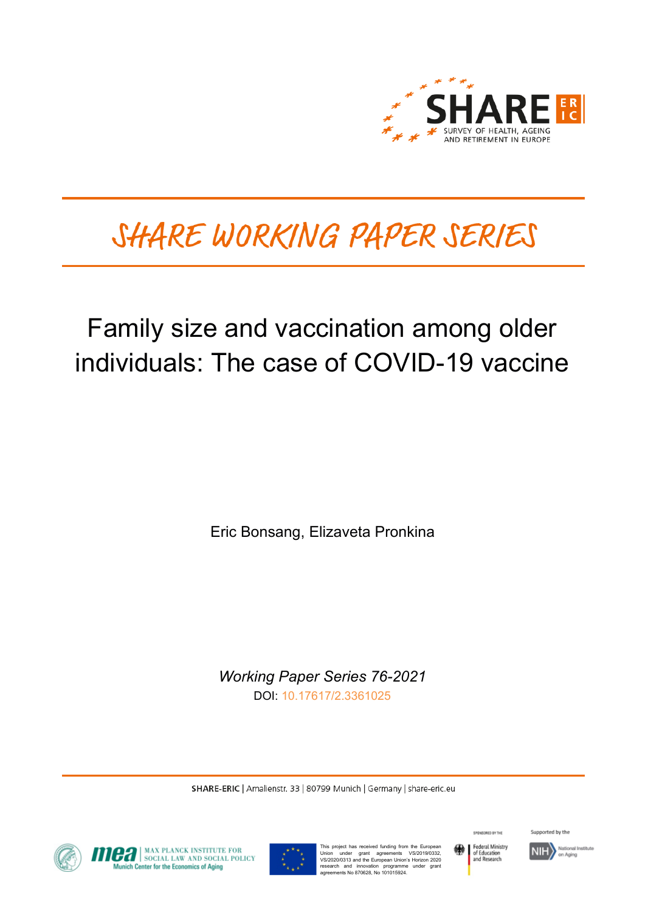SHARE

SURVEY OF HEALTH, AGEING AND RETIREMENT IN EUROPE

# SHARE WORKING PAPER SERIES

# Family size and vaccination among older individuals: The case of COVID-19 vaccine

Eric Bonsang, Elizaveta Pronkina

*Working Paper Series 76-2021*

DOI: 10.17617/2.3361025

**SHARE-ERIC** | Amalienstr. 33 | 80799 Munich | Germany | share-eric.eu

MAX PLANCK INSTITUTE FOR SOCIAL LAW AND SOCIAL POLICY
Munich Center for the Economics of Aging

This project has received funding from the European Union under grant agreements VS/2019/0332, VS/2020/0313 and the European Union's Horizon 2020 research and innovation programme under grant agreements No 870628, No 101015924.

SPONSORED BY THE Federal Ministry of Education and Research

Supported by the NIH National Institute on Aging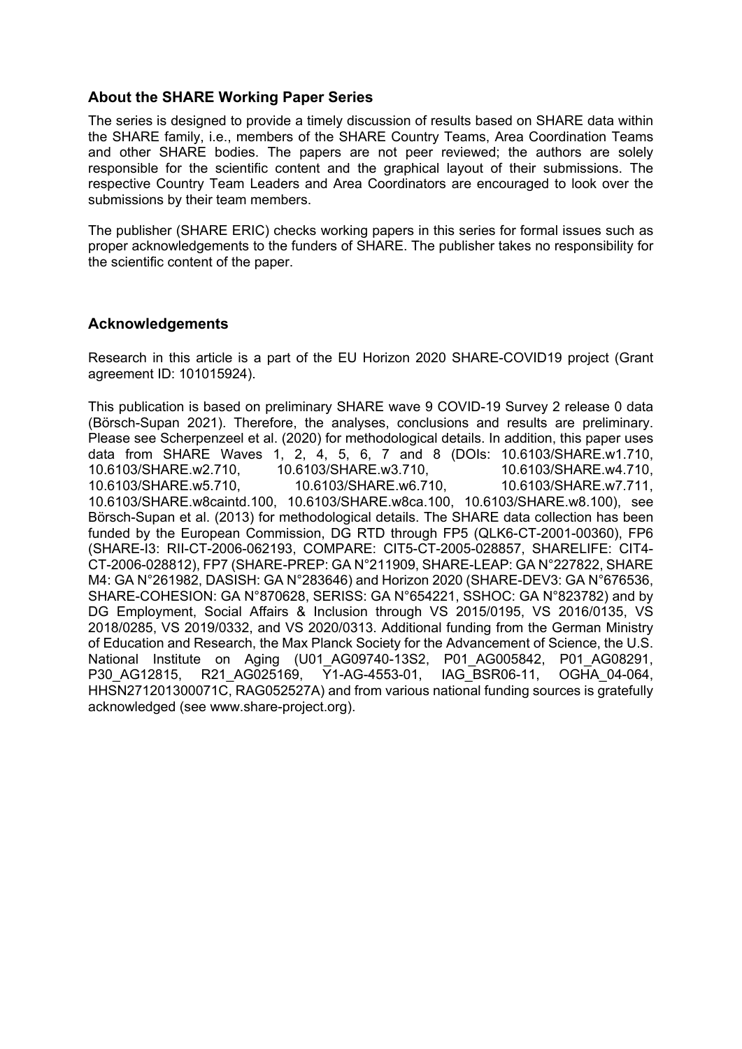## About the SHARE Working Paper Series

The series is designed to provide a timely discussion of results based on SHARE data within the SHARE family, i.e., members of the SHARE Country Teams, Area Coordination Teams and other SHARE bodies. The papers are not peer reviewed; the authors are solely responsible for the scientific content and the graphical layout of their submissions. The respective Country Team Leaders and Area Coordinators are encouraged to look over the submissions by their team members.

The publisher (SHARE ERIC) checks working papers in this series for formal issues such as proper acknowledgements to the funders of SHARE. The publisher takes no responsibility for the scientific content of the paper.

## Acknowledgements

Research in this article is a part of the EU Horizon 2020 SHARE-COVID19 project (Grant agreement ID: 101015924).

This publication is based on preliminary SHARE wave 9 COVID-19 Survey 2 release 0 data (Börsch-Supan 2021). Therefore, the analyses, conclusions and results are preliminary. Please see Scherpenzeel et al. (2020) for methodological details. In addition, this paper uses data from SHARE Waves 1, 2, 4, 5, 6, 7 and 8 (DOIs: 10.6103/SHARE.w1.710, 10.6103/SHARE.w2.710, 10.6103/SHARE.w3.710, 10.6103/SHARE.w4.710, 10.6103/SHARE.w5.710, 10.6103/SHARE.w6.710, 10.6103/SHARE.w7.711, 10.6103/SHARE.w8caintd.100, 10.6103/SHARE.w8ca.100, 10.6103/SHARE.w8.100), see Börsch-Supan et al. (2013) for methodological details. The SHARE data collection has been funded by the European Commission, DG RTD through FP5 (QLK6-CT-2001-00360), FP6 (SHARE-I3: RII-CT-2006-062193, COMPARE: CIT5-CT-2005-028857, SHARELIFE: CIT4-CT-2006-028812), FP7 (SHARE-PREP: GA N°211909, SHARE-LEAP: GA N°227822, SHARE M4: GA N°261982, DASISH: GA N°283646) and Horizon 2020 (SHARE-DEV3: GA N°676536, SHARE-COHESION: GA N°870628, SERISS: GA N°654221, SSHOC: GA N°823782) and by DG Employment, Social Affairs & Inclusion through VS 2015/0195, VS 2016/0135, VS 2018/0285, VS 2019/0332, and VS 2020/0313. Additional funding from the German Ministry of Education and Research, the Max Planck Society for the Advancement of Science, the U.S. National Institute on Aging (U01_AG09740-13S2, P01_AG005842, P01_AG08291, P30_AG12815, R21_AG025169, Y1-AG-4553-01, IAG_BSR06-11, OGHA_04-064, HHSN271201300071C, RAG052527A) and from various national funding sources is gratefully acknowledged (see www.share-project.org).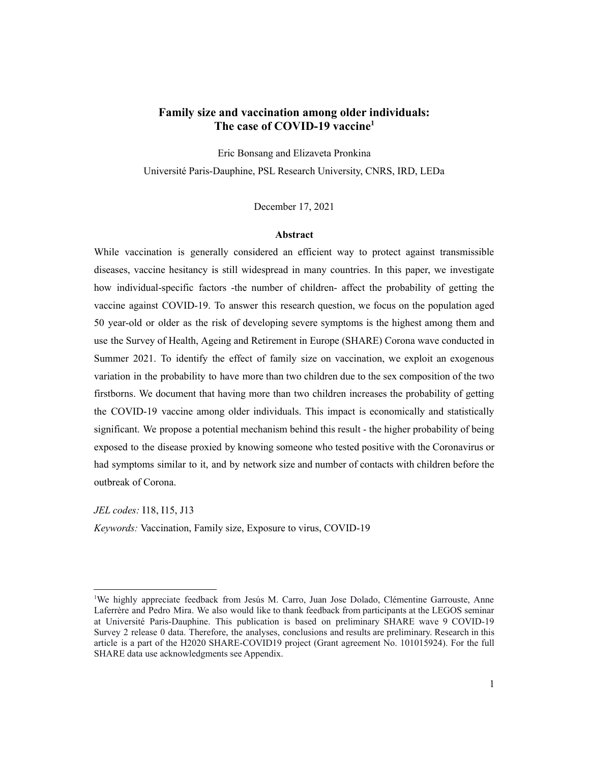# Family size and vaccination among older individuals: The case of COVID-19 vaccine[1]

Eric Bonsang and Elizaveta Pronkina

Université Paris-Dauphine, PSL Research University, CNRS, IRD, LEDa

December 17, 2021

## Abstract

While vaccination is generally considered an efficient way to protect against transmissible diseases, vaccine hesitancy is still widespread in many countries. In this paper, we investigate how individual-specific factors -the number of children- affect the probability of getting the vaccine against COVID-19. To answer this research question, we focus on the population aged 50 year-old or older as the risk of developing severe symptoms is the highest among them and use the Survey of Health, Ageing and Retirement in Europe (SHARE) Corona wave conducted in Summer 2021. To identify the effect of family size on vaccination, we exploit an exogenous variation in the probability to have more than two children due to the sex composition of the two firstborns. We document that having more than two children increases the probability of getting the COVID-19 vaccine among older individuals. This impact is economically and statistically significant. We propose a potential mechanism behind this result - the higher probability of being exposed to the disease proxied by knowing someone who tested positive with the Coronavirus or had symptoms similar to it, and by network size and number of contacts with children before the outbreak of Corona.

*JEL codes:* I18, I15, J13

*Keywords:* Vaccination, Family size, Exposure to virus, COVID-19

---

[1] We highly appreciate feedback from Jesús M. Carro, Juan Jose Dolado, Clémentine Garrouste, Anne Laferrère and Pedro Mira. We also would like to thank feedback from participants at the LEGOS seminar at Université Paris-Dauphine. This publication is based on preliminary SHARE wave 9 COVID-19 Survey 2 release 0 data. Therefore, the analyses, conclusions and results are preliminary. Research in this article is a part of the H2020 SHARE-COVID19 project (Grant agreement No. 101015924). For the full SHARE data use acknowledgments see Appendix.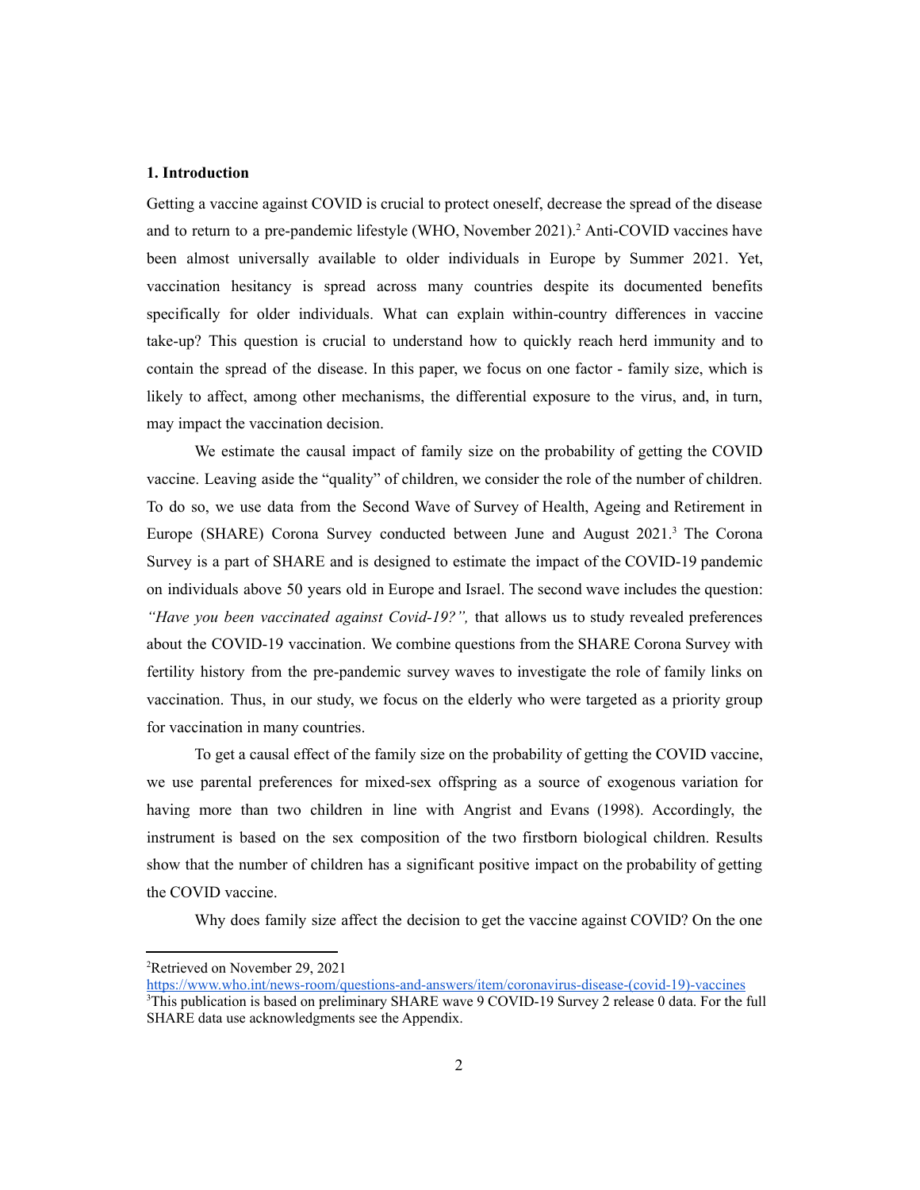## 1. Introduction

Getting a vaccine against COVID is crucial to protect oneself, decrease the spread of the disease and to return to a pre-pandemic lifestyle (WHO, November 2021).[2] Anti-COVID vaccines have been almost universally available to older individuals in Europe by Summer 2021. Yet, vaccination hesitancy is spread across many countries despite its documented benefits specifically for older individuals. What can explain within-country differences in vaccine take-up? This question is crucial to understand how to quickly reach herd immunity and to contain the spread of the disease. In this paper, we focus on one factor - family size, which is likely to affect, among other mechanisms, the differential exposure to the virus, and, in turn, may impact the vaccination decision.

We estimate the causal impact of family size on the probability of getting the COVID vaccine. Leaving aside the "quality" of children, we consider the role of the number of children. To do so, we use data from the Second Wave of Survey of Health, Ageing and Retirement in Europe (SHARE) Corona Survey conducted between June and August 2021.[3] The Corona Survey is a part of SHARE and is designed to estimate the impact of the COVID-19 pandemic on individuals above 50 years old in Europe and Israel. The second wave includes the question: *"Have you been vaccinated against Covid-19?",* that allows us to study revealed preferences about the COVID-19 vaccination. We combine questions from the SHARE Corona Survey with fertility history from the pre-pandemic survey waves to investigate the role of family links on vaccination. Thus, in our study, we focus on the elderly who were targeted as a priority group for vaccination in many countries.

To get a causal effect of the family size on the probability of getting the COVID vaccine, we use parental preferences for mixed-sex offspring as a source of exogenous variation for having more than two children in line with Angrist and Evans (1998). Accordingly, the instrument is based on the sex composition of the two firstborn biological children. Results show that the number of children has a significant positive impact on the probability of getting the COVID vaccine.

Why does family size affect the decision to get the vaccine against COVID? On the one

[2]Retrieved on November 29, 2021 https://www.who.int/news-room/questions-and-answers/item/coronavirus-disease-(covid-19)-vaccines

[3]This publication is based on preliminary SHARE wave 9 COVID-19 Survey 2 release 0 data. For the full SHARE data use acknowledgments see the Appendix.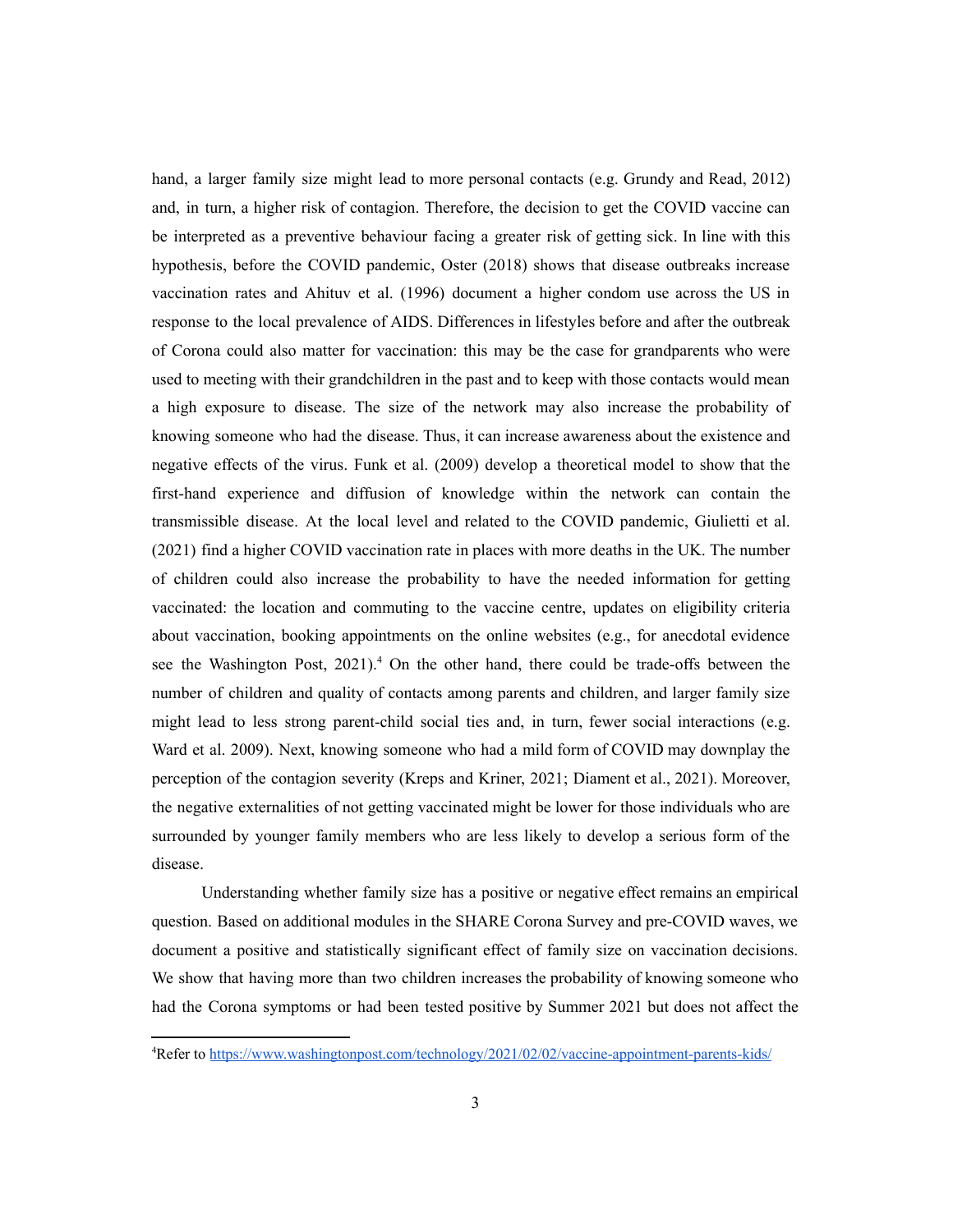hand, a larger family size might lead to more personal contacts (e.g. Grundy and Read, 2012) and, in turn, a higher risk of contagion. Therefore, the decision to get the COVID vaccine can be interpreted as a preventive behaviour facing a greater risk of getting sick. In line with this hypothesis, before the COVID pandemic, Oster (2018) shows that disease outbreaks increase vaccination rates and Ahituv et al. (1996) document a higher condom use across the US in response to the local prevalence of AIDS. Differences in lifestyles before and after the outbreak of Corona could also matter for vaccination: this may be the case for grandparents who were used to meeting with their grandchildren in the past and to keep with those contacts would mean a high exposure to disease. The size of the network may also increase the probability of knowing someone who had the disease. Thus, it can increase awareness about the existence and negative effects of the virus. Funk et al. (2009) develop a theoretical model to show that the first-hand experience and diffusion of knowledge within the network can contain the transmissible disease. At the local level and related to the COVID pandemic, Giulietti et al. (2021) find a higher COVID vaccination rate in places with more deaths in the UK. The number of children could also increase the probability to have the needed information for getting vaccinated: the location and commuting to the vaccine centre, updates on eligibility criteria about vaccination, booking appointments on the online websites (e.g., for anecdotal evidence see the Washington Post, 2021).[4] On the other hand, there could be trade-offs between the number of children and quality of contacts among parents and children, and larger family size might lead to less strong parent-child social ties and, in turn, fewer social interactions (e.g. Ward et al. 2009). Next, knowing someone who had a mild form of COVID may downplay the perception of the contagion severity (Kreps and Kriner, 2021; Diament et al., 2021). Moreover, the negative externalities of not getting vaccinated might be lower for those individuals who are surrounded by younger family members who are less likely to develop a serious form of the disease.

Understanding whether family size has a positive or negative effect remains an empirical question. Based on additional modules in the SHARE Corona Survey and pre-COVID waves, we document a positive and statistically significant effect of family size on vaccination decisions. We show that having more than two children increases the probability of knowing someone who had the Corona symptoms or had been tested positive by Summer 2021 but does not affect the

[4] Refer to https://www.washingtonpost.com/technology/2021/02/02/vaccine-appointment-parents-kids/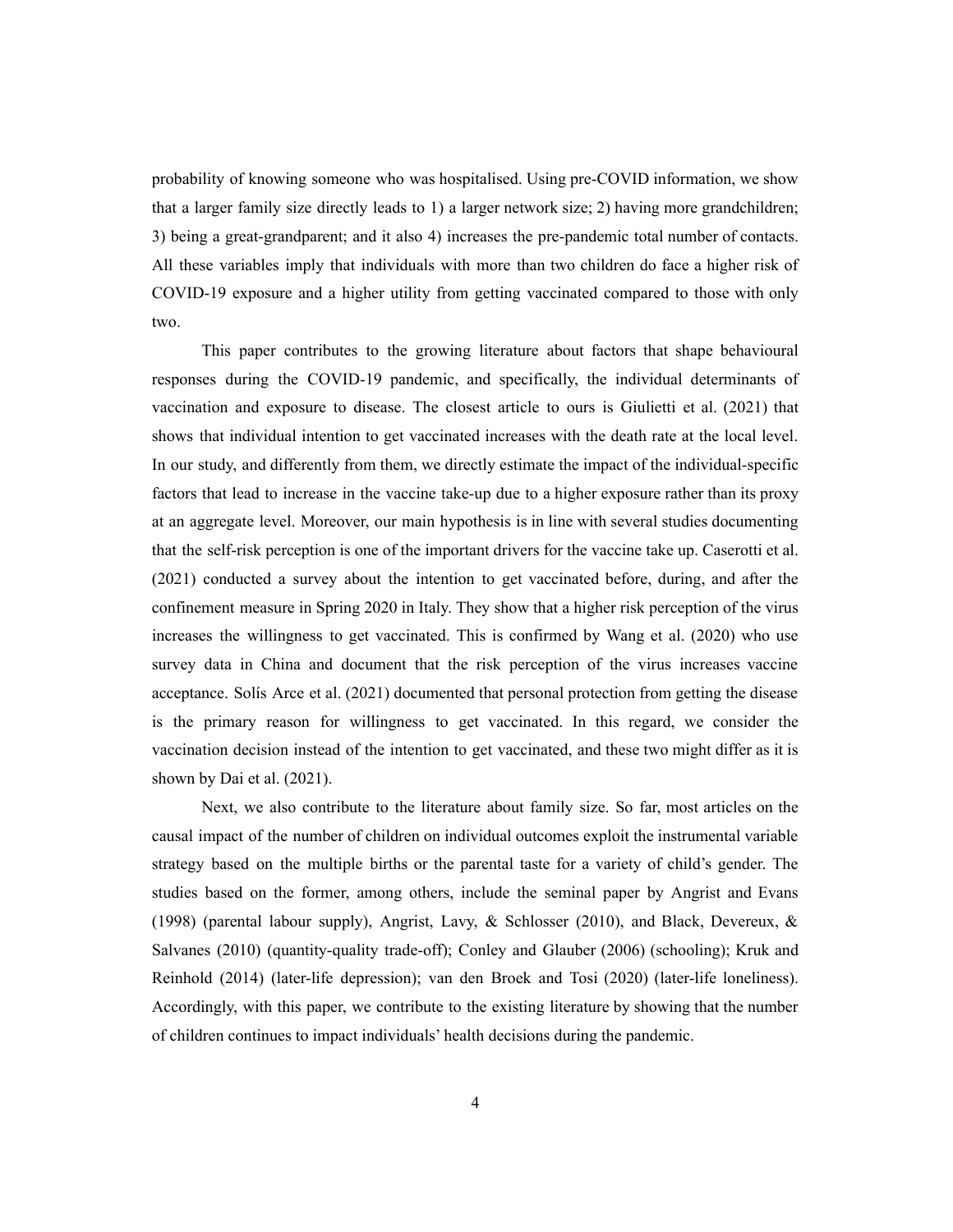probability of knowing someone who was hospitalised. Using pre-COVID information, we show that a larger family size directly leads to 1) a larger network size; 2) having more grandchildren; 3) being a great-grandparent; and it also 4) increases the pre-pandemic total number of contacts. All these variables imply that individuals with more than two children do face a higher risk of COVID-19 exposure and a higher utility from getting vaccinated compared to those with only two.

This paper contributes to the growing literature about factors that shape behavioural responses during the COVID-19 pandemic, and specifically, the individual determinants of vaccination and exposure to disease. The closest article to ours is Giulietti et al. (2021) that shows that individual intention to get vaccinated increases with the death rate at the local level. In our study, and differently from them, we directly estimate the impact of the individual-specific factors that lead to increase in the vaccine take-up due to a higher exposure rather than its proxy at an aggregate level. Moreover, our main hypothesis is in line with several studies documenting that the self-risk perception is one of the important drivers for the vaccine take up. Caserotti et al. (2021) conducted a survey about the intention to get vaccinated before, during, and after the confinement measure in Spring 2020 in Italy. They show that a higher risk perception of the virus increases the willingness to get vaccinated. This is confirmed by Wang et al. (2020) who use survey data in China and document that the risk perception of the virus increases vaccine acceptance. Solís Arce et al. (2021) documented that personal protection from getting the disease is the primary reason for willingness to get vaccinated. In this regard, we consider the vaccination decision instead of the intention to get vaccinated, and these two might differ as it is shown by Dai et al. (2021).

Next, we also contribute to the literature about family size. So far, most articles on the causal impact of the number of children on individual outcomes exploit the instrumental variable strategy based on the multiple births or the parental taste for a variety of child's gender. The studies based on the former, among others, include the seminal paper by Angrist and Evans (1998) (parental labour supply), Angrist, Lavy, & Schlosser (2010), and Black, Devereux, & Salvanes (2010) (quantity-quality trade-off); Conley and Glauber (2006) (schooling); Kruk and Reinhold (2014) (later-life depression); van den Broek and Tosi (2020) (later-life loneliness). Accordingly, with this paper, we contribute to the existing literature by showing that the number of children continues to impact individuals' health decisions during the pandemic.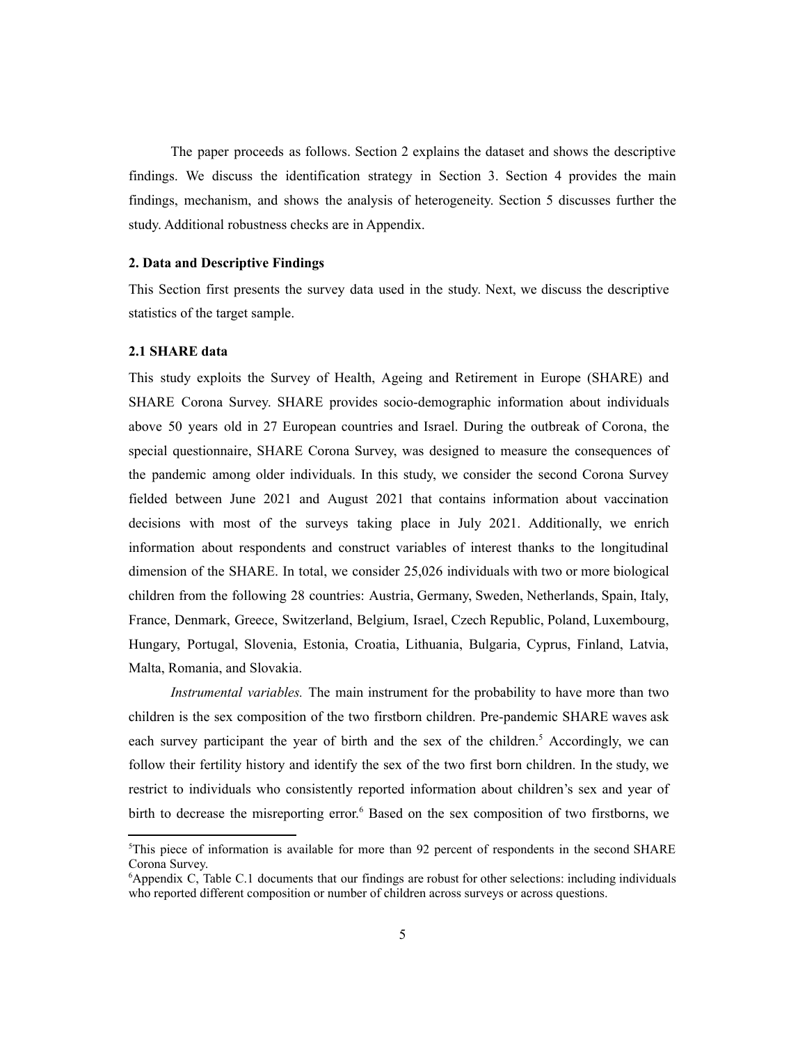The paper proceeds as follows. Section 2 explains the dataset and shows the descriptive findings. We discuss the identification strategy in Section 3. Section 4 provides the main findings, mechanism, and shows the analysis of heterogeneity. Section 5 discusses further the study. Additional robustness checks are in Appendix.

## 2. Data and Descriptive Findings

This Section first presents the survey data used in the study. Next, we discuss the descriptive statistics of the target sample.

### 2.1 SHARE data

This study exploits the Survey of Health, Ageing and Retirement in Europe (SHARE) and SHARE Corona Survey. SHARE provides socio-demographic information about individuals above 50 years old in 27 European countries and Israel. During the outbreak of Corona, the special questionnaire, SHARE Corona Survey, was designed to measure the consequences of the pandemic among older individuals. In this study, we consider the second Corona Survey fielded between June 2021 and August 2021 that contains information about vaccination decisions with most of the surveys taking place in July 2021. Additionally, we enrich information about respondents and construct variables of interest thanks to the longitudinal dimension of the SHARE. In total, we consider 25,026 individuals with two or more biological children from the following 28 countries: Austria, Germany, Sweden, Netherlands, Spain, Italy, France, Denmark, Greece, Switzerland, Belgium, Israel, Czech Republic, Poland, Luxembourg, Hungary, Portugal, Slovenia, Estonia, Croatia, Lithuania, Bulgaria, Cyprus, Finland, Latvia, Malta, Romania, and Slovakia.

*Instrumental variables.* The main instrument for the probability to have more than two children is the sex composition of the two firstborn children. Pre-pandemic SHARE waves ask each survey participant the year of birth and the sex of the children.[5] Accordingly, we can follow their fertility history and identify the sex of the two first born children. In the study, we restrict to individuals who consistently reported information about children's sex and year of birth to decrease the misreporting error.[6] Based on the sex composition of two firstborns, we

---

[5] This piece of information is available for more than 92 percent of respondents in the second SHARE Corona Survey.

[6] Appendix C, Table C.1 documents that our findings are robust for other selections: including individuals who reported different composition or number of children across surveys or across questions.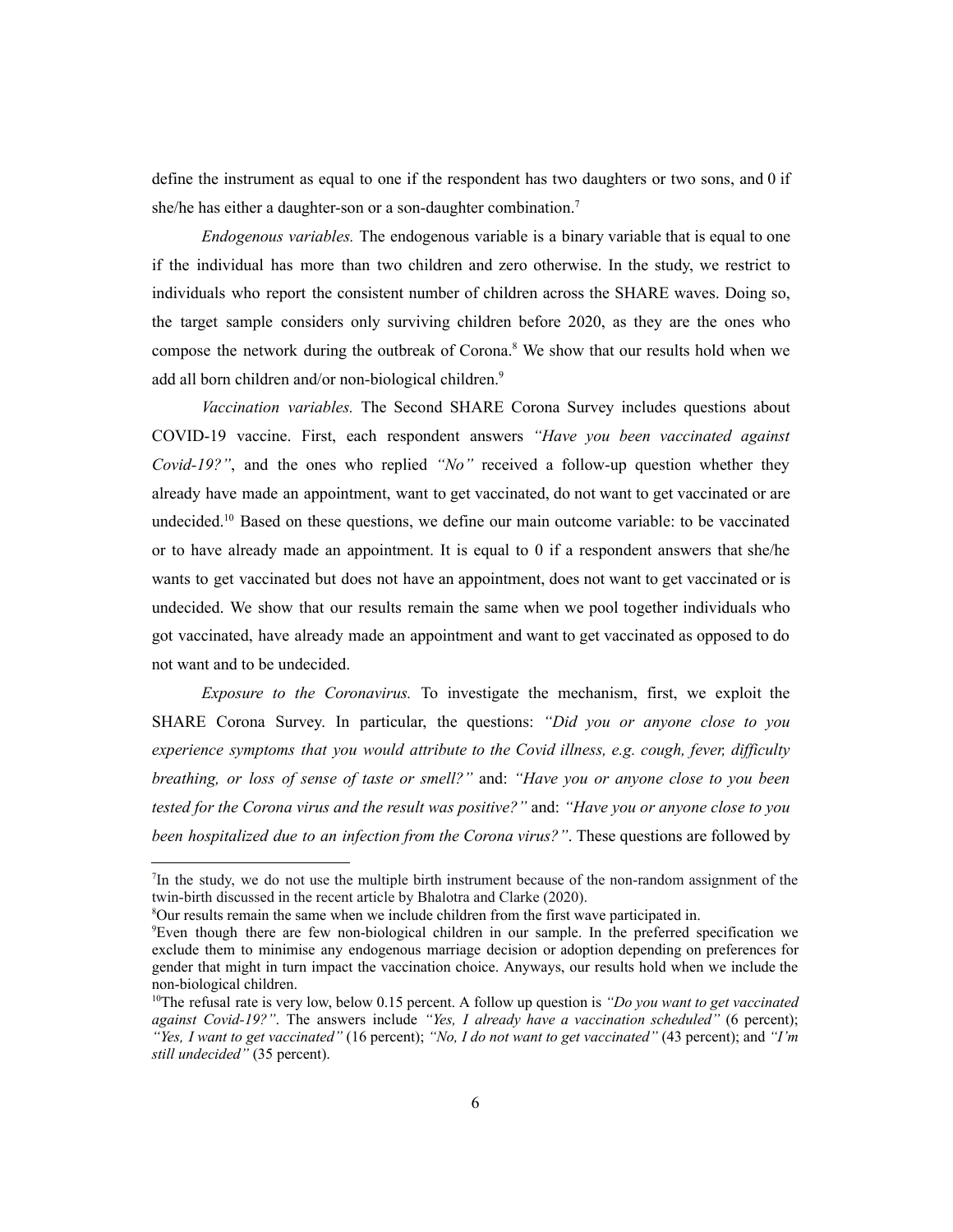define the instrument as equal to one if the respondent has two daughters or two sons, and 0 if she/he has either a daughter-son or a son-daughter combination.[7]

*Endogenous variables.* The endogenous variable is a binary variable that is equal to one if the individual has more than two children and zero otherwise. In the study, we restrict to individuals who report the consistent number of children across the SHARE waves. Doing so, the target sample considers only surviving children before 2020, as they are the ones who compose the network during the outbreak of Corona.[8] We show that our results hold when we add all born children and/or non-biological children.[9]

*Vaccination variables.* The Second SHARE Corona Survey includes questions about COVID-19 vaccine. First, each respondent answers *"Have you been vaccinated against Covid-19?"*, and the ones who replied *"No"* received a follow-up question whether they already have made an appointment, want to get vaccinated, do not want to get vaccinated or are undecided.[10] Based on these questions, we define our main outcome variable: to be vaccinated or to have already made an appointment. It is equal to 0 if a respondent answers that she/he wants to get vaccinated but does not have an appointment, does not want to get vaccinated or is undecided. We show that our results remain the same when we pool together individuals who got vaccinated, have already made an appointment and want to get vaccinated as opposed to do not want and to be undecided.

*Exposure to the Coronavirus.* To investigate the mechanism, first, we exploit the SHARE Corona Survey. In particular, the questions: *"Did you or anyone close to you experience symptoms that you would attribute to the Covid illness, e.g. cough, fever, difficulty breathing, or loss of sense of taste or smell?"* and: *"Have you or anyone close to you been tested for the Corona virus and the result was positive?"* and: *"Have you or anyone close to you been hospitalized due to an infection from the Corona virus?"*. These questions are followed by

---

[7]In the study, we do not use the multiple birth instrument because of the non-random assignment of the twin-birth discussed in the recent article by Bhalotra and Clarke (2020).

[8]Our results remain the same when we include children from the first wave participated in.

[9]Even though there are few non-biological children in our sample. In the preferred specification we exclude them to minimise any endogenous marriage decision or adoption depending on preferences for gender that might in turn impact the vaccination choice. Anyways, our results hold when we include the non-biological children.

[10]The refusal rate is very low, below 0.15 percent. A follow up question is *"Do you want to get vaccinated against Covid-19?"*. The answers include *"Yes, I already have a vaccination scheduled"* (6 percent); *"Yes, I want to get vaccinated"* (16 percent); *"No, I do not want to get vaccinated"* (43 percent); and *"I'm still undecided"* (35 percent).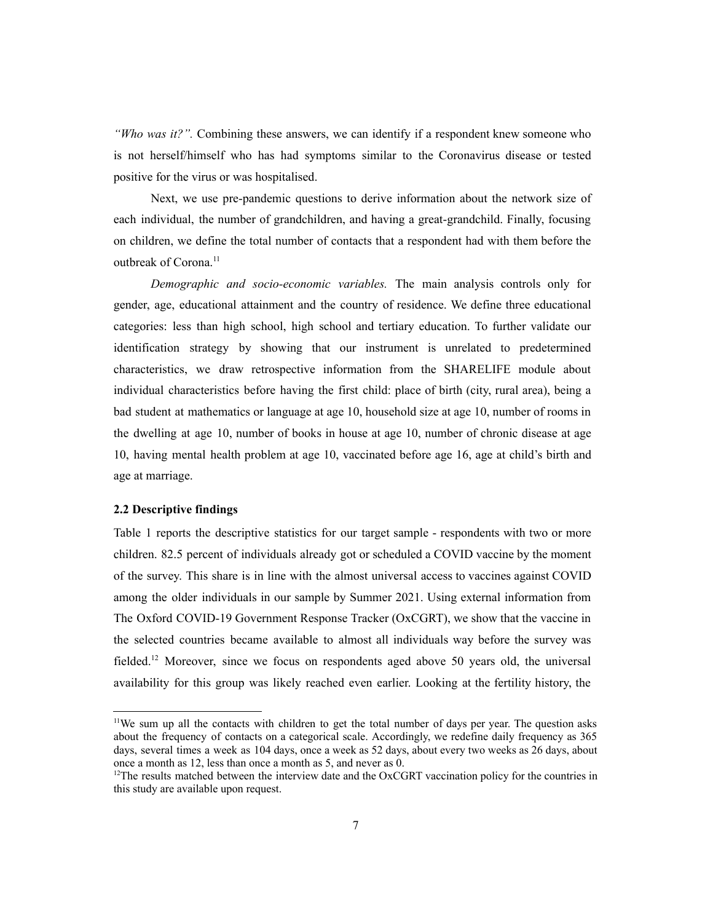*"Who was it?".* Combining these answers, we can identify if a respondent knew someone who is not herself/himself who has had symptoms similar to the Coronavirus disease or tested positive for the virus or was hospitalised.

Next, we use pre-pandemic questions to derive information about the network size of each individual, the number of grandchildren, and having a great-grandchild. Finally, focusing on children, we define the total number of contacts that a respondent had with them before the outbreak of Corona.[11]

*Demographic and socio-economic variables.* The main analysis controls only for gender, age, educational attainment and the country of residence. We define three educational categories: less than high school, high school and tertiary education. To further validate our identification strategy by showing that our instrument is unrelated to predetermined characteristics, we draw retrospective information from the SHARELIFE module about individual characteristics before having the first child: place of birth (city, rural area), being a bad student at mathematics or language at age 10, household size at age 10, number of rooms in the dwelling at age 10, number of books in house at age 10, number of chronic disease at age 10, having mental health problem at age 10, vaccinated before age 16, age at child's birth and age at marriage.

### 2.2 Descriptive findings

Table 1 reports the descriptive statistics for our target sample - respondents with two or more children. 82.5 percent of individuals already got or scheduled a COVID vaccine by the moment of the survey. This share is in line with the almost universal access to vaccines against COVID among the older individuals in our sample by Summer 2021. Using external information from The Oxford COVID-19 Government Response Tracker (OxCGRT), we show that the vaccine in the selected countries became available to almost all individuals way before the survey was fielded.[12] Moreover, since we focus on respondents aged above 50 years old, the universal availability for this group was likely reached even earlier. Looking at the fertility history, the

[11] We sum up all the contacts with children to get the total number of days per year. The question asks about the frequency of contacts on a categorical scale. Accordingly, we redefine daily frequency as 365 days, several times a week as 104 days, once a week as 52 days, about every two weeks as 26 days, about once a month as 12, less than once a month as 5, and never as 0.

[12] The results matched between the interview date and the OxCGRT vaccination policy for the countries in this study are available upon request.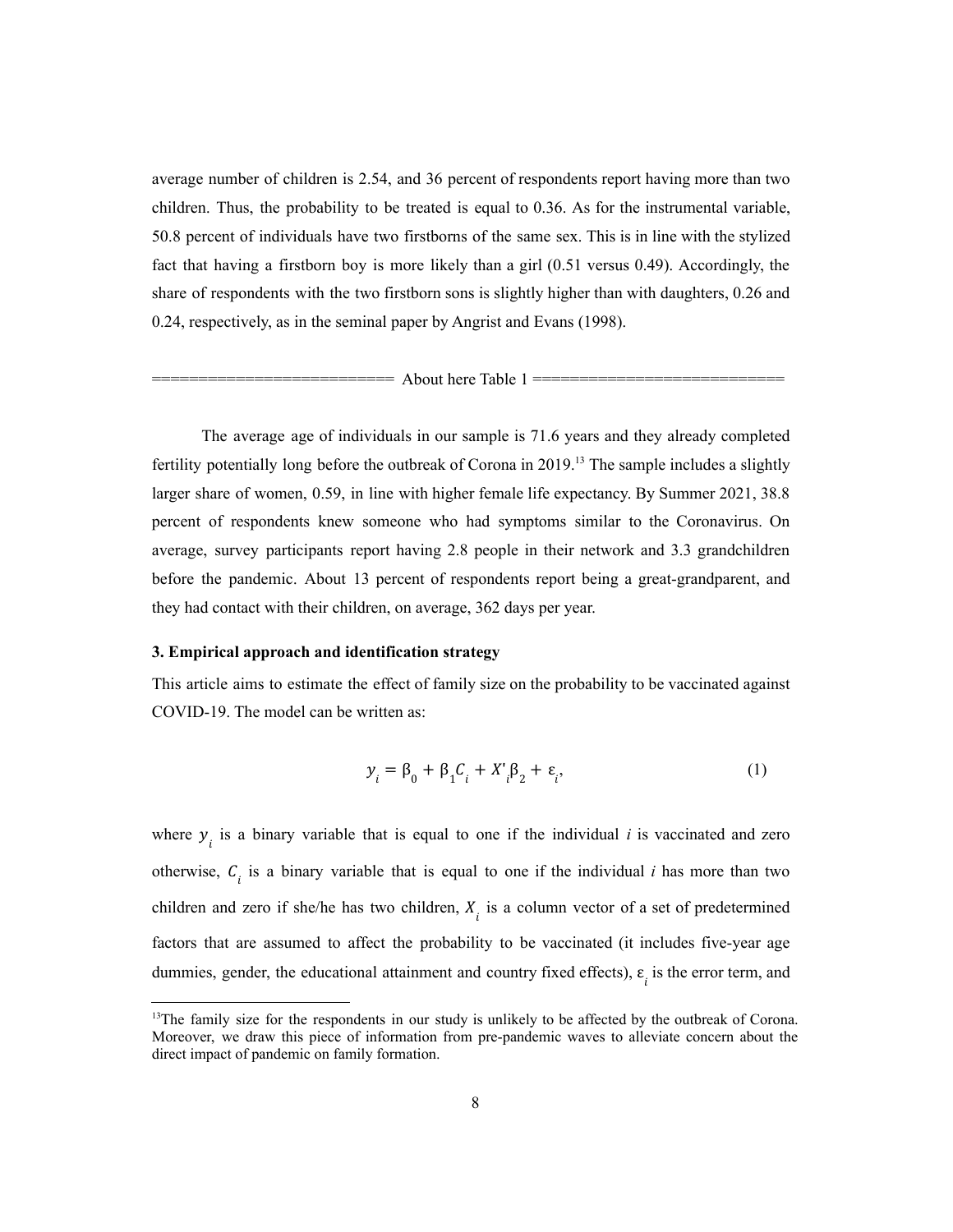average number of children is 2.54, and 36 percent of respondents report having more than two children. Thus, the probability to be treated is equal to 0.36. As for the instrumental variable, 50.8 percent of individuals have two firstborns of the same sex. This is in line with the stylized fact that having a firstborn boy is more likely than a girl (0.51 versus 0.49). Accordingly, the share of respondents with the two firstborn sons is slightly higher than with daughters, 0.26 and 0.24, respectively, as in the seminal paper by Angrist and Evans (1998).

========================= About here Table 1 ==========================

The average age of individuals in our sample is 71.6 years and they already completed fertility potentially long before the outbreak of Corona in 2019.[13] The sample includes a slightly larger share of women, 0.59, in line with higher female life expectancy. By Summer 2021, 38.8 percent of respondents knew someone who had symptoms similar to the Coronavirus. On average, survey participants report having 2.8 people in their network and 3.3 grandchildren before the pandemic. About 13 percent of respondents report being a great-grandparent, and they had contact with their children, on average, 362 days per year.

### 3. Empirical approach and identification strategy

This article aims to estimate the effect of family size on the probability to be vaccinated against COVID-19. The model can be written as:

$$y_i = \beta_0 + \beta_1 C_i + X'_i \beta_2 + \varepsilon_i, \tag{1}$$

where $y_i$ is a binary variable that is equal to one if the individual *i* is vaccinated and zero otherwise, $C_i$ is a binary variable that is equal to one if the individual *i* has more than two children and zero if she/he has two children, $X_i$ is a column vector of a set of predetermined factors that are assumed to affect the probability to be vaccinated (it includes five-year age dummies, gender, the educational attainment and country fixed effects), $\varepsilon_i$ is the error term, and

[13] The family size for the respondents in our study is unlikely to be affected by the outbreak of Corona. Moreover, we draw this piece of information from pre-pandemic waves to alleviate concern about the direct impact of pandemic on family formation.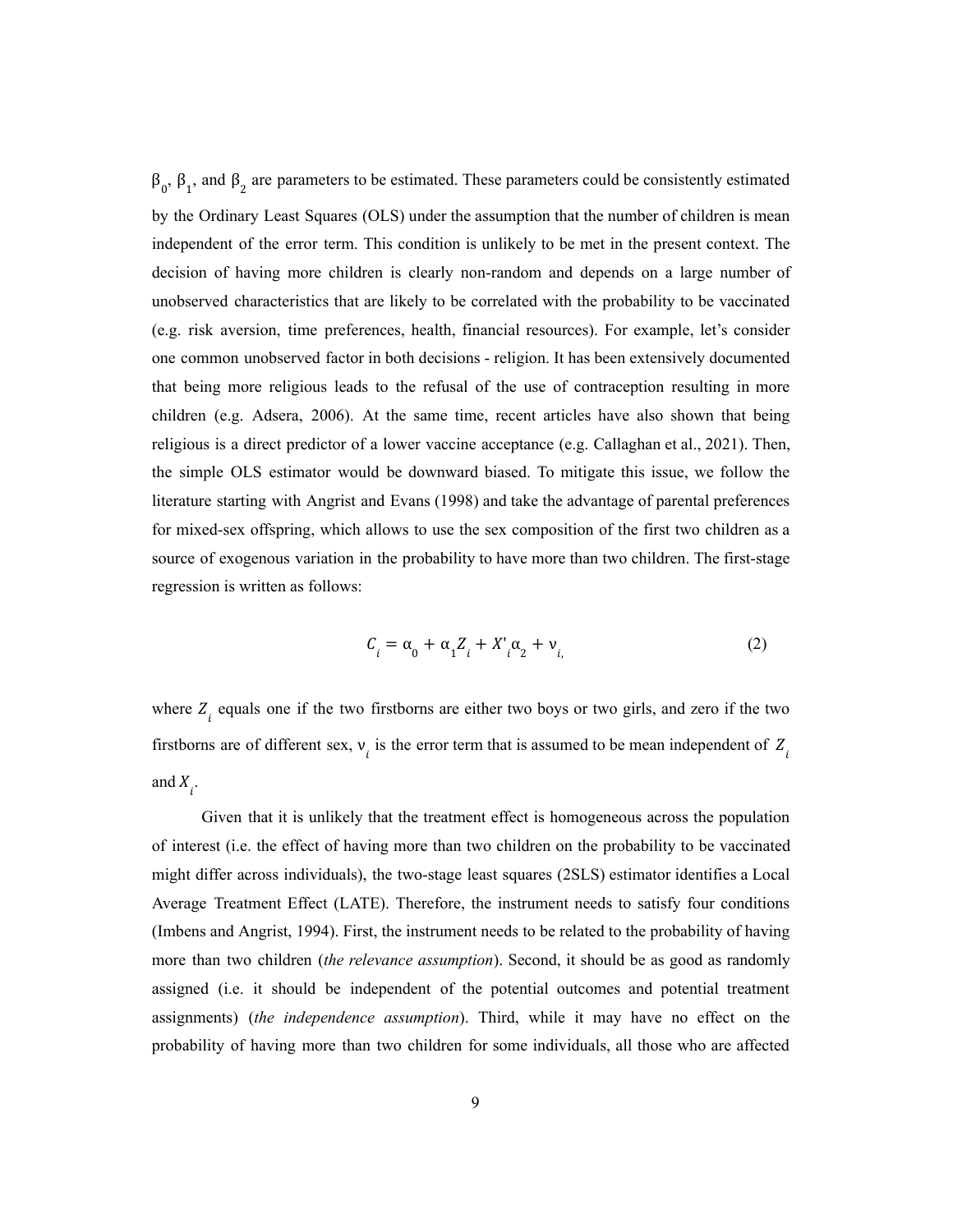$\beta_0$, $\beta_1$, and $\beta_2$ are parameters to be estimated. These parameters could be consistently estimated by the Ordinary Least Squares (OLS) under the assumption that the number of children is mean independent of the error term. This condition is unlikely to be met in the present context. The decision of having more children is clearly non-random and depends on a large number of unobserved characteristics that are likely to be correlated with the probability to be vaccinated (e.g. risk aversion, time preferences, health, financial resources). For example, let's consider one common unobserved factor in both decisions - religion. It has been extensively documented that being more religious leads to the refusal of the use of contraception resulting in more children (e.g. Adsera, 2006). At the same time, recent articles have also shown that being religious is a direct predictor of a lower vaccine acceptance (e.g. Callaghan et al., 2021). Then, the simple OLS estimator would be downward biased. To mitigate this issue, we follow the literature starting with Angrist and Evans (1998) and take the advantage of parental preferences for mixed-sex offspring, which allows to use the sex composition of the first two children as a source of exogenous variation in the probability to have more than two children. The first-stage regression is written as follows:

$$C_i = \alpha_0 + \alpha_1 Z_i + X'_i \alpha_2 + \nu_i, \tag{2}$$

where $Z_i$ equals one if the two firstborns are either two boys or two girls, and zero if the two firstborns are of different sex, $\nu_i$ is the error term that is assumed to be mean independent of $Z_i$ and $X_i$.

Given that it is unlikely that the treatment effect is homogeneous across the population of interest (i.e. the effect of having more than two children on the probability to be vaccinated might differ across individuals), the two-stage least squares (2SLS) estimator identifies a Local Average Treatment Effect (LATE). Therefore, the instrument needs to satisfy four conditions (Imbens and Angrist, 1994). First, the instrument needs to be related to the probability of having more than two children (*the relevance assumption*). Second, it should be as good as randomly assigned (i.e. it should be independent of the potential outcomes and potential treatment assignments) (*the independence assumption*). Third, while it may have no effect on the probability of having more than two children for some individuals, all those who are affected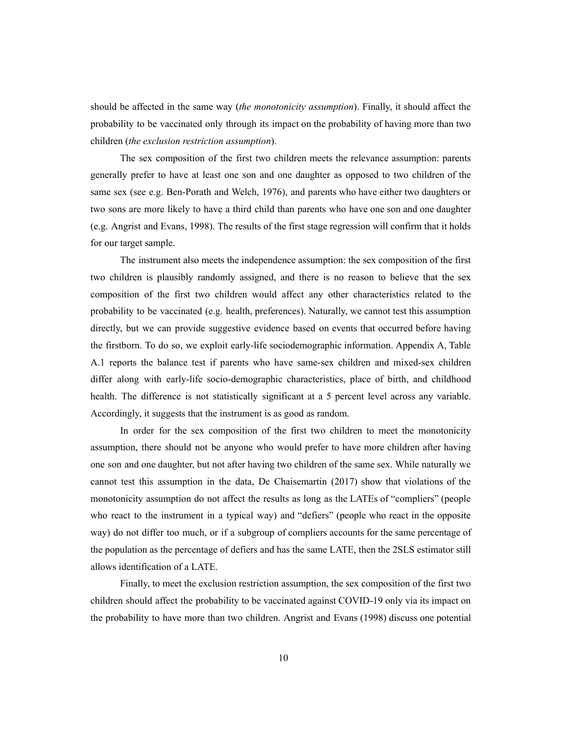should be affected in the same way (*the monotonicity assumption*). Finally, it should affect the probability to be vaccinated only through its impact on the probability of having more than two children (*the exclusion restriction assumption*).

The sex composition of the first two children meets the relevance assumption: parents generally prefer to have at least one son and one daughter as opposed to two children of the same sex (see e.g. Ben-Porath and Welch, 1976), and parents who have either two daughters or two sons are more likely to have a third child than parents who have one son and one daughter (e.g. Angrist and Evans, 1998). The results of the first stage regression will confirm that it holds for our target sample.

The instrument also meets the independence assumption: the sex composition of the first two children is plausibly randomly assigned, and there is no reason to believe that the sex composition of the first two children would affect any other characteristics related to the probability to be vaccinated (e.g. health, preferences). Naturally, we cannot test this assumption directly, but we can provide suggestive evidence based on events that occurred before having the firstborn. To do so, we exploit early-life sociodemographic information. Appendix A, Table A.1 reports the balance test if parents who have same-sex children and mixed-sex children differ along with early-life socio-demographic characteristics, place of birth, and childhood health. The difference is not statistically significant at a 5 percent level across any variable. Accordingly, it suggests that the instrument is as good as random.

In order for the sex composition of the first two children to meet the monotonicity assumption, there should not be anyone who would prefer to have more children after having one son and one daughter, but not after having two children of the same sex. While naturally we cannot test this assumption in the data, De Chaisemartin (2017) show that violations of the monotonicity assumption do not affect the results as long as the LATEs of "compliers" (people who react to the instrument in a typical way) and "defiers" (people who react in the opposite way) do not differ too much, or if a subgroup of compliers accounts for the same percentage of the population as the percentage of defiers and has the same LATE, then the 2SLS estimator still allows identification of a LATE.

Finally, to meet the exclusion restriction assumption, the sex composition of the first two children should affect the probability to be vaccinated against COVID-19 only via its impact on the probability to have more than two children. Angrist and Evans (1998) discuss one potential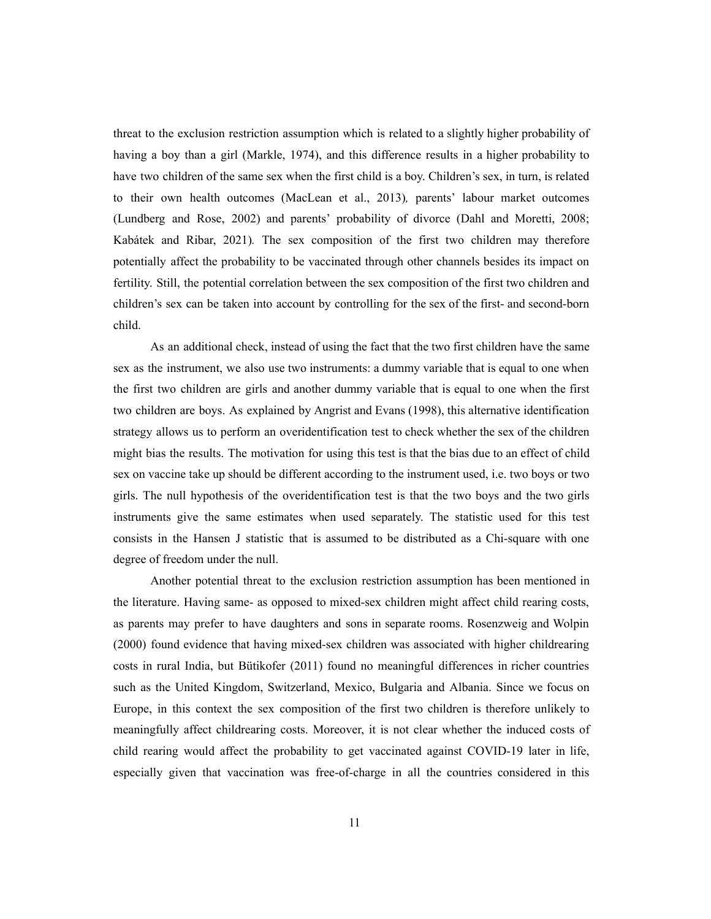threat to the exclusion restriction assumption which is related to a slightly higher probability of having a boy than a girl (Markle, 1974), and this difference results in a higher probability to have two children of the same sex when the first child is a boy. Children's sex, in turn, is related to their own health outcomes (MacLean et al., 2013), parents' labour market outcomes (Lundberg and Rose, 2002) and parents' probability of divorce (Dahl and Moretti, 2008; Kabátek and Ribar, 2021). The sex composition of the first two children may therefore potentially affect the probability to be vaccinated through other channels besides its impact on fertility. Still, the potential correlation between the sex composition of the first two children and children's sex can be taken into account by controlling for the sex of the first- and second-born child.

As an additional check, instead of using the fact that the two first children have the same sex as the instrument, we also use two instruments: a dummy variable that is equal to one when the first two children are girls and another dummy variable that is equal to one when the first two children are boys. As explained by Angrist and Evans (1998), this alternative identification strategy allows us to perform an overidentification test to check whether the sex of the children might bias the results. The motivation for using this test is that the bias due to an effect of child sex on vaccine take up should be different according to the instrument used, i.e. two boys or two girls. The null hypothesis of the overidentification test is that the two boys and the two girls instruments give the same estimates when used separately. The statistic used for this test consists in the Hansen J statistic that is assumed to be distributed as a Chi-square with one degree of freedom under the null.

Another potential threat to the exclusion restriction assumption has been mentioned in the literature. Having same- as opposed to mixed-sex children might affect child rearing costs, as parents may prefer to have daughters and sons in separate rooms. Rosenzweig and Wolpin (2000) found evidence that having mixed-sex children was associated with higher childrearing costs in rural India, but Bütikofer (2011) found no meaningful differences in richer countries such as the United Kingdom, Switzerland, Mexico, Bulgaria and Albania. Since we focus on Europe, in this context the sex composition of the first two children is therefore unlikely to meaningfully affect childrearing costs. Moreover, it is not clear whether the induced costs of child rearing would affect the probability to get vaccinated against COVID-19 later in life, especially given that vaccination was free-of-charge in all the countries considered in this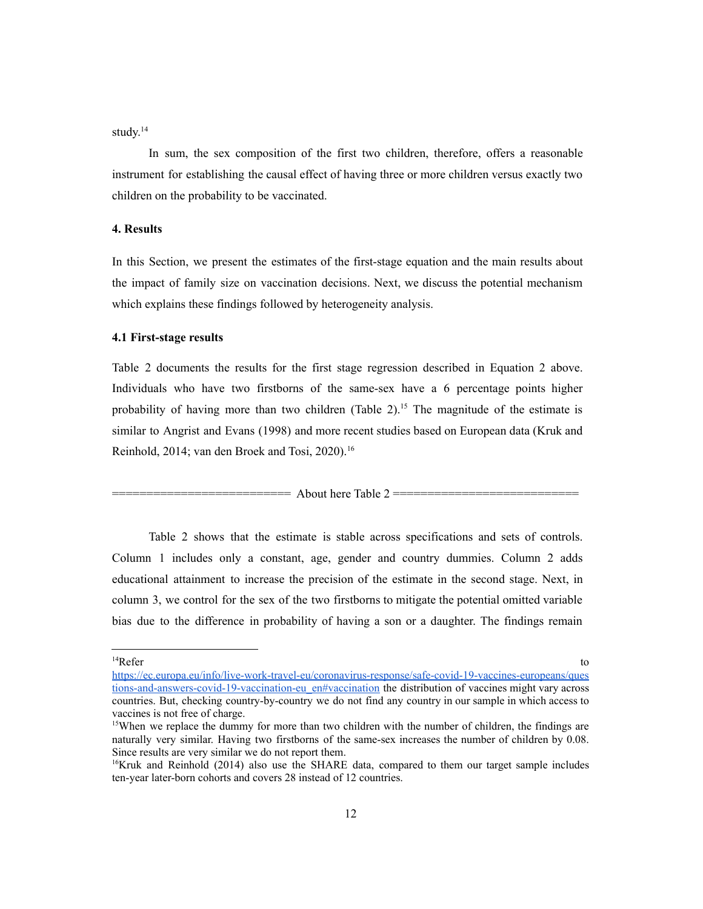study.[14]

In sum, the sex composition of the first two children, therefore, offers a reasonable instrument for establishing the causal effect of having three or more children versus exactly two children on the probability to be vaccinated.

## 4. Results

In this Section, we present the estimates of the first-stage equation and the main results about the impact of family size on vaccination decisions. Next, we discuss the potential mechanism which explains these findings followed by heterogeneity analysis.

### 4.1 First-stage results

Table 2 documents the results for the first stage regression described in Equation 2 above. Individuals who have two firstborns of the same-sex have a 6 percentage points higher probability of having more than two children (Table 2).[15] The magnitude of the estimate is similar to Angrist and Evans (1998) and more recent studies based on European data (Kruk and Reinhold, 2014; van den Broek and Tosi, 2020).[16]

========================== About here Table 2 ===========================

Table 2 shows that the estimate is stable across specifications and sets of controls. Column 1 includes only a constant, age, gender and country dummies. Column 2 adds educational attainment to increase the precision of the estimate in the second stage. Next, in column 3, we control for the sex of the two firstborns to mitigate the potential omitted variable bias due to the difference in probability of having a son or a daughter. The findings remain

---

[14] Refer to https://ec.europa.eu/info/live-work-travel-eu/coronavirus-response/safe-covid-19-vaccines-europeans/questions-and-answers-covid-19-vaccination-eu_en#vaccination the distribution of vaccines might vary across countries. But, checking country-by-country we do not find any country in our sample in which access to vaccines is not free of charge.

[15] When we replace the dummy for more than two children with the number of children, the findings are naturally very similar. Having two firstborns of the same-sex increases the number of children by 0.08. Since results are very similar we do not report them.

[16] Kruk and Reinhold (2014) also use the SHARE data, compared to them our target sample includes ten-year later-born cohorts and covers 28 instead of 12 countries.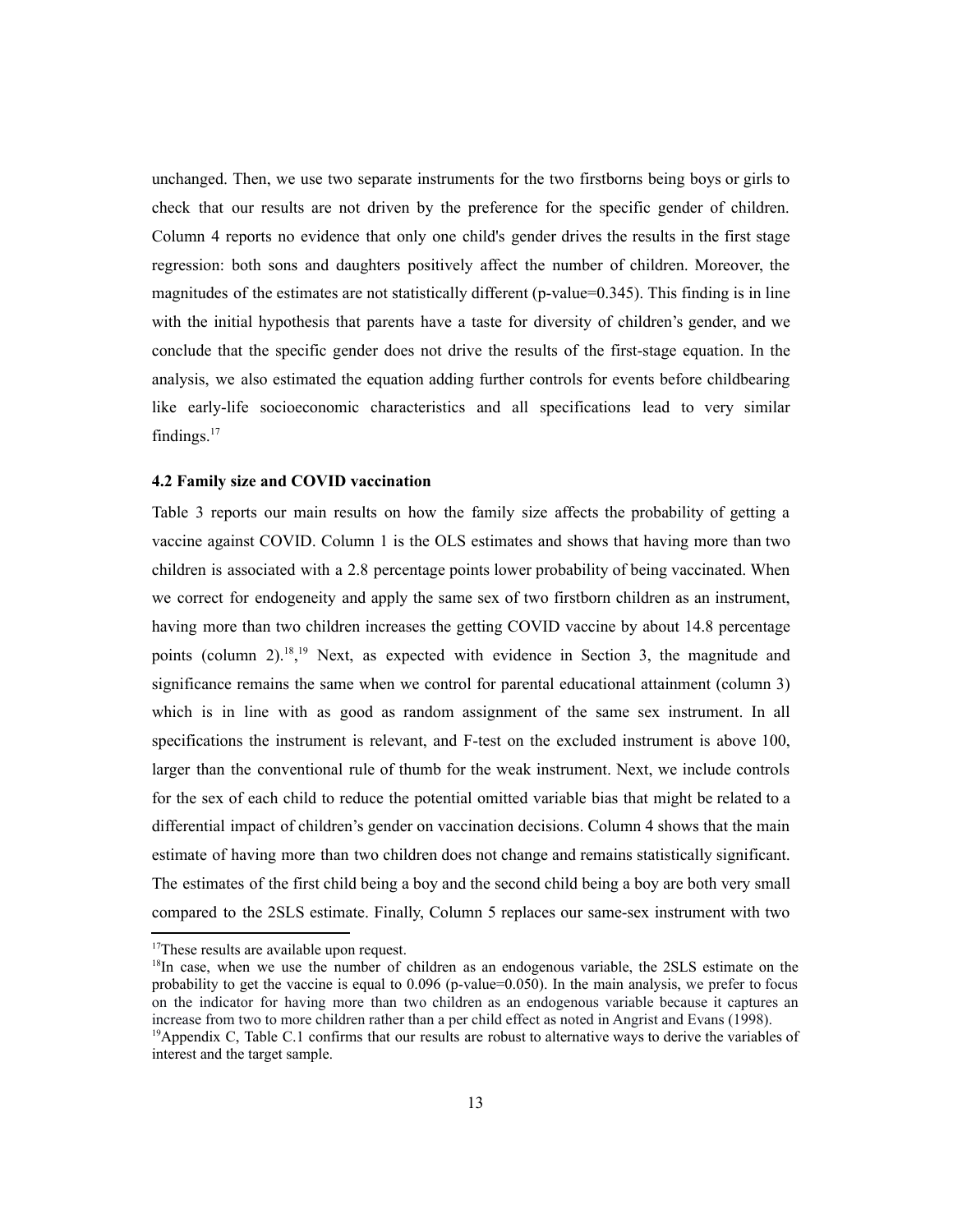unchanged. Then, we use two separate instruments for the two firstborns being boys or girls to check that our results are not driven by the preference for the specific gender of children. Column 4 reports no evidence that only one child's gender drives the results in the first stage regression: both sons and daughters positively affect the number of children. Moreover, the magnitudes of the estimates are not statistically different (p-value=0.345). This finding is in line with the initial hypothesis that parents have a taste for diversity of children's gender, and we conclude that the specific gender does not drive the results of the first-stage equation. In the analysis, we also estimated the equation adding further controls for events before childbearing like early-life socioeconomic characteristics and all specifications lead to very similar findings.[17]

### 4.2 Family size and COVID vaccination

Table 3 reports our main results on how the family size affects the probability of getting a vaccine against COVID. Column 1 is the OLS estimates and shows that having more than two children is associated with a 2.8 percentage points lower probability of being vaccinated. When we correct for endogeneity and apply the same sex of two firstborn children as an instrument, having more than two children increases the getting COVID vaccine by about 14.8 percentage points (column 2).[18],[19] Next, as expected with evidence in Section 3, the magnitude and significance remains the same when we control for parental educational attainment (column 3) which is in line with as good as random assignment of the same sex instrument. In all specifications the instrument is relevant, and F-test on the excluded instrument is above 100, larger than the conventional rule of thumb for the weak instrument. Next, we include controls for the sex of each child to reduce the potential omitted variable bias that might be related to a differential impact of children's gender on vaccination decisions. Column 4 shows that the main estimate of having more than two children does not change and remains statistically significant. The estimates of the first child being a boy and the second child being a boy are both very small compared to the 2SLS estimate. Finally, Column 5 replaces our same-sex instrument with two

[17]These results are available upon request.

[18]In case, when we use the number of children as an endogenous variable, the 2SLS estimate on the probability to get the vaccine is equal to 0.096 (p-value=0.050). In the main analysis, we prefer to focus on the indicator for having more than two children as an endogenous variable because it captures an increase from two to more children rather than a per child effect as noted in Angrist and Evans (1998).

[19]Appendix C, Table C.1 confirms that our results are robust to alternative ways to derive the variables of interest and the target sample.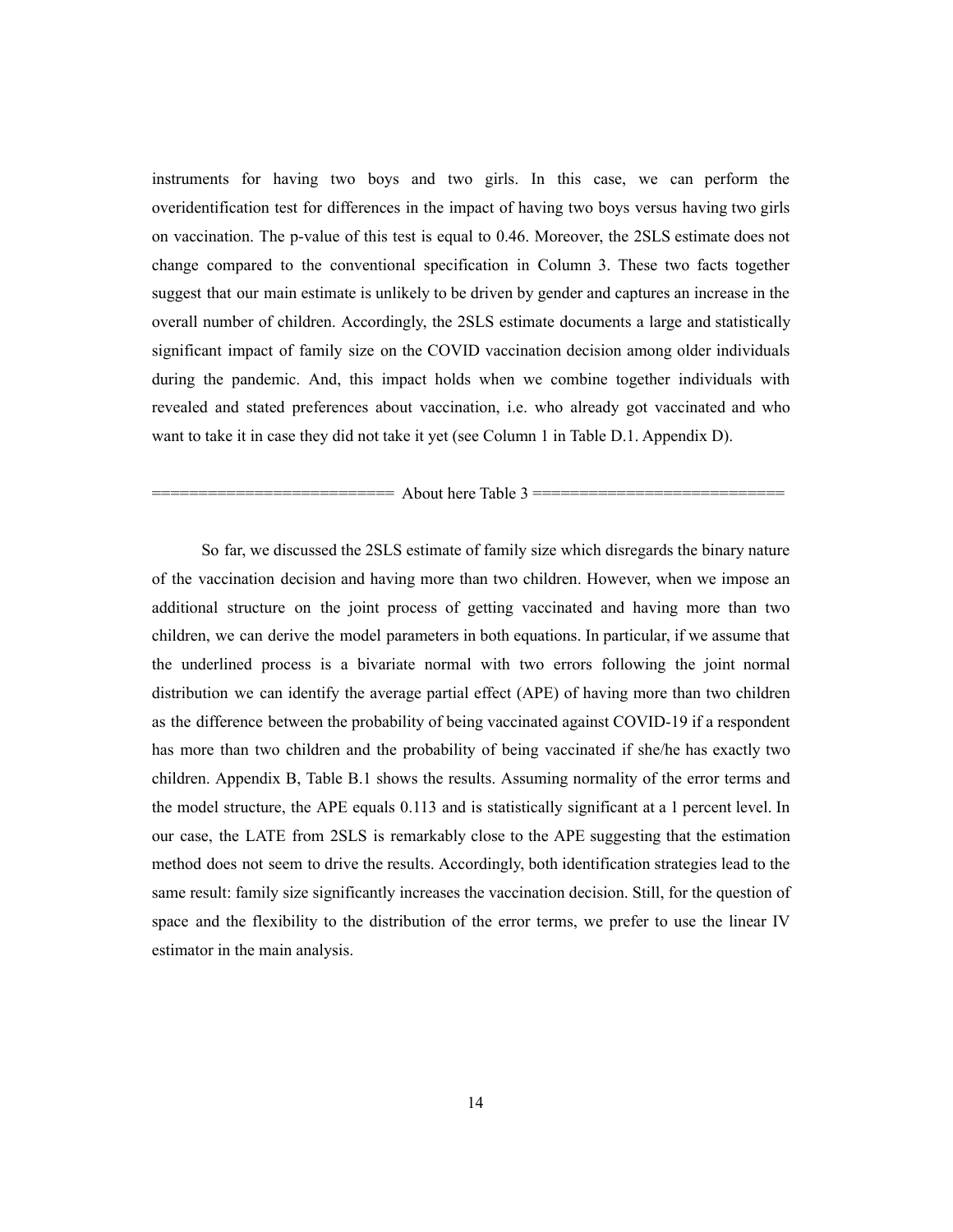instruments for having two boys and two girls. In this case, we can perform the overidentification test for differences in the impact of having two boys versus having two girls on vaccination. The p-value of this test is equal to 0.46. Moreover, the 2SLS estimate does not change compared to the conventional specification in Column 3. These two facts together suggest that our main estimate is unlikely to be driven by gender and captures an increase in the overall number of children. Accordingly, the 2SLS estimate documents a large and statistically significant impact of family size on the COVID vaccination decision among older individuals during the pandemic. And, this impact holds when we combine together individuals with revealed and stated preferences about vaccination, i.e. who already got vaccinated and who want to take it in case they did not take it yet (see Column 1 in Table D.1. Appendix D).

========================== About here Table 3 ===========================

So far, we discussed the 2SLS estimate of family size which disregards the binary nature of the vaccination decision and having more than two children. However, when we impose an additional structure on the joint process of getting vaccinated and having more than two children, we can derive the model parameters in both equations. In particular, if we assume that the underlined process is a bivariate normal with two errors following the joint normal distribution we can identify the average partial effect (APE) of having more than two children as the difference between the probability of being vaccinated against COVID-19 if a respondent has more than two children and the probability of being vaccinated if she/he has exactly two children. Appendix B, Table B.1 shows the results. Assuming normality of the error terms and the model structure, the APE equals 0.113 and is statistically significant at a 1 percent level. In our case, the LATE from 2SLS is remarkably close to the APE suggesting that the estimation method does not seem to drive the results. Accordingly, both identification strategies lead to the same result: family size significantly increases the vaccination decision. Still, for the question of space and the flexibility to the distribution of the error terms, we prefer to use the linear IV estimator in the main analysis.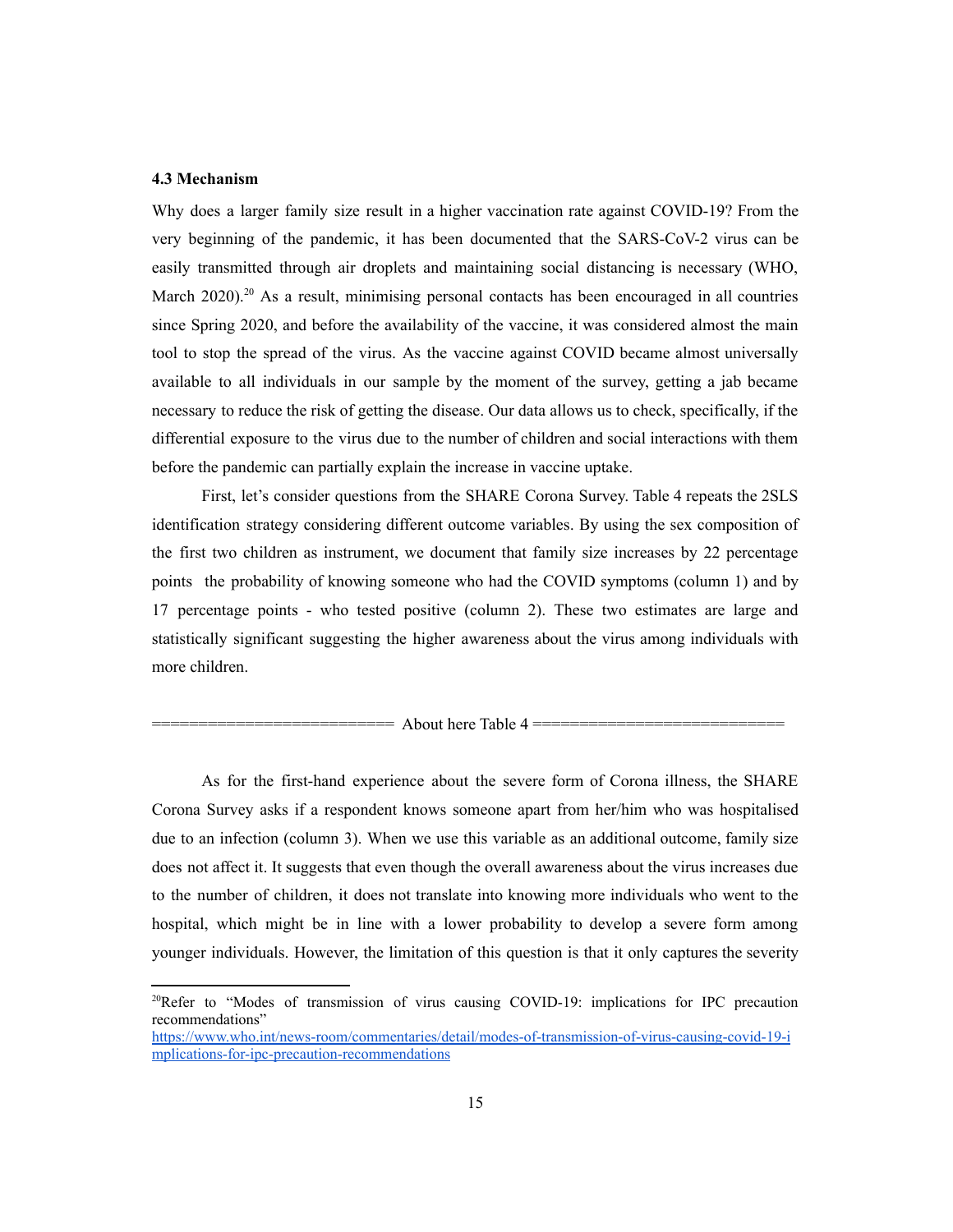### 4.3 Mechanism

Why does a larger family size result in a higher vaccination rate against COVID-19? From the very beginning of the pandemic, it has been documented that the SARS-CoV-2 virus can be easily transmitted through air droplets and maintaining social distancing is necessary (WHO, March 2020).[20] As a result, minimising personal contacts has been encouraged in all countries since Spring 2020, and before the availability of the vaccine, it was considered almost the main tool to stop the spread of the virus. As the vaccine against COVID became almost universally available to all individuals in our sample by the moment of the survey, getting a jab became necessary to reduce the risk of getting the disease. Our data allows us to check, specifically, if the differential exposure to the virus due to the number of children and social interactions with them before the pandemic can partially explain the increase in vaccine uptake.

First, let's consider questions from the SHARE Corona Survey. Table 4 repeats the 2SLS identification strategy considering different outcome variables. By using the sex composition of the first two children as instrument, we document that family size increases by 22 percentage points the probability of knowing someone who had the COVID symptoms (column 1) and by 17 percentage points - who tested positive (column 2). These two estimates are large and statistically significant suggesting the higher awareness about the virus among individuals with more children.

========================= About here Table 4 ==========================

As for the first-hand experience about the severe form of Corona illness, the SHARE Corona Survey asks if a respondent knows someone apart from her/him who was hospitalised due to an infection (column 3). When we use this variable as an additional outcome, family size does not affect it. It suggests that even though the overall awareness about the virus increases due to the number of children, it does not translate into knowing more individuals who went to the hospital, which might be in line with a lower probability to develop a severe form among younger individuals. However, the limitation of this question is that it only captures the severity

[20] Refer to "Modes of transmission of virus causing COVID-19: implications for IPC precaution recommendations" https://www.who.int/news-room/commentaries/detail/modes-of-transmission-of-virus-causing-covid-19-implications-for-ipc-precaution-recommendations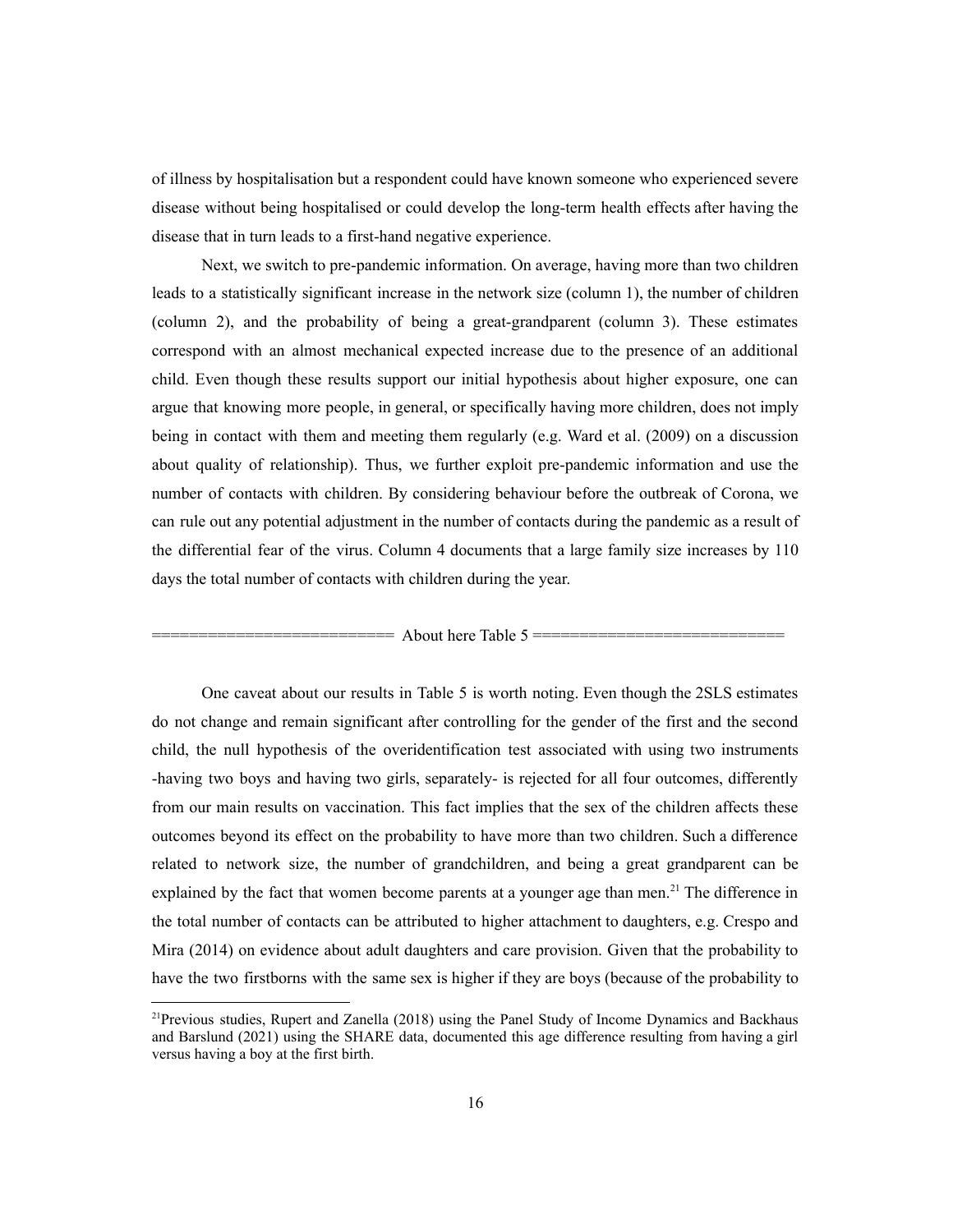of illness by hospitalisation but a respondent could have known someone who experienced severe disease without being hospitalised or could develop the long-term health effects after having the disease that in turn leads to a first-hand negative experience.

Next, we switch to pre-pandemic information. On average, having more than two children leads to a statistically significant increase in the network size (column 1), the number of children (column 2), and the probability of being a great-grandparent (column 3). These estimates correspond with an almost mechanical expected increase due to the presence of an additional child. Even though these results support our initial hypothesis about higher exposure, one can argue that knowing more people, in general, or specifically having more children, does not imply being in contact with them and meeting them regularly (e.g. Ward et al. (2009) on a discussion about quality of relationship). Thus, we further exploit pre-pandemic information and use the number of contacts with children. By considering behaviour before the outbreak of Corona, we can rule out any potential adjustment in the number of contacts during the pandemic as a result of the differential fear of the virus. Column 4 documents that a large family size increases by 110 days the total number of contacts with children during the year.

========================= About here Table 5 ==========================

One caveat about our results in Table 5 is worth noting. Even though the 2SLS estimates do not change and remain significant after controlling for the gender of the first and the second child, the null hypothesis of the overidentification test associated with using two instruments -having two boys and having two girls, separately- is rejected for all four outcomes, differently from our main results on vaccination. This fact implies that the sex of the children affects these outcomes beyond its effect on the probability to have more than two children. Such a difference related to network size, the number of grandchildren, and being a great grandparent can be explained by the fact that women become parents at a younger age than men.[21] The difference in the total number of contacts can be attributed to higher attachment to daughters, e.g. Crespo and Mira (2014) on evidence about adult daughters and care provision. Given that the probability to have the two firstborns with the same sex is higher if they are boys (because of the probability to

[21] Previous studies, Rupert and Zanella (2018) using the Panel Study of Income Dynamics and Backhaus and Barslund (2021) using the SHARE data, documented this age difference resulting from having a girl versus having a boy at the first birth.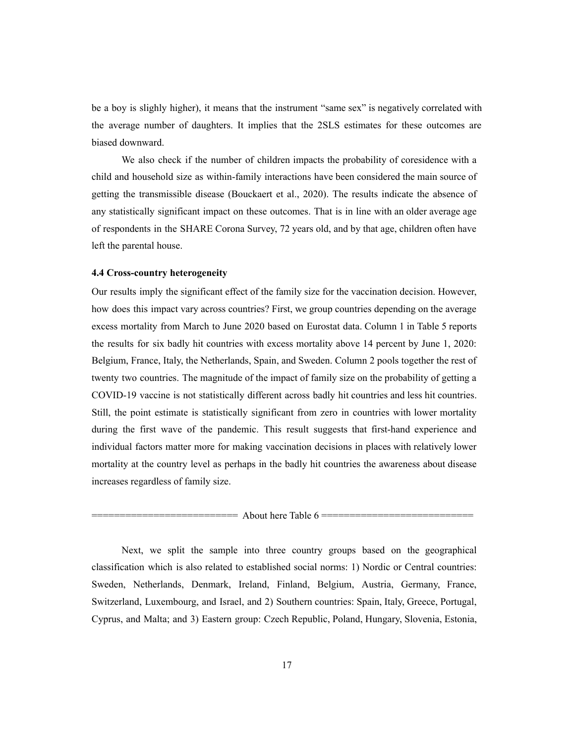be a boy is slighly higher), it means that the instrument "same sex" is negatively correlated with the average number of daughters. It implies that the 2SLS estimates for these outcomes are biased downward.

We also check if the number of children impacts the probability of coresidence with a child and household size as within-family interactions have been considered the main source of getting the transmissible disease (Bouckaert et al., 2020). The results indicate the absence of any statistically significant impact on these outcomes. That is in line with an older average age of respondents in the SHARE Corona Survey, 72 years old, and by that age, children often have left the parental house.

#### 4.4 Cross-country heterogeneity

Our results imply the significant effect of the family size for the vaccination decision. However, how does this impact vary across countries? First, we group countries depending on the average excess mortality from March to June 2020 based on Eurostat data. Column 1 in Table 5 reports the results for six badly hit countries with excess mortality above 14 percent by June 1, 2020: Belgium, France, Italy, the Netherlands, Spain, and Sweden. Column 2 pools together the rest of twenty two countries. The magnitude of the impact of family size on the probability of getting a COVID-19 vaccine is not statistically different across badly hit countries and less hit countries. Still, the point estimate is statistically significant from zero in countries with lower mortality during the first wave of the pandemic. This result suggests that first-hand experience and individual factors matter more for making vaccination decisions in places with relatively lower mortality at the country level as perhaps in the badly hit countries the awareness about disease increases regardless of family size.

========================= About here Table 6 ==========================

Next, we split the sample into three country groups based on the geographical classification which is also related to established social norms: 1) Nordic or Central countries: Sweden, Netherlands, Denmark, Ireland, Finland, Belgium, Austria, Germany, France, Switzerland, Luxembourg, and Israel, and 2) Southern countries: Spain, Italy, Greece, Portugal, Cyprus, and Malta; and 3) Eastern group: Czech Republic, Poland, Hungary, Slovenia, Estonia,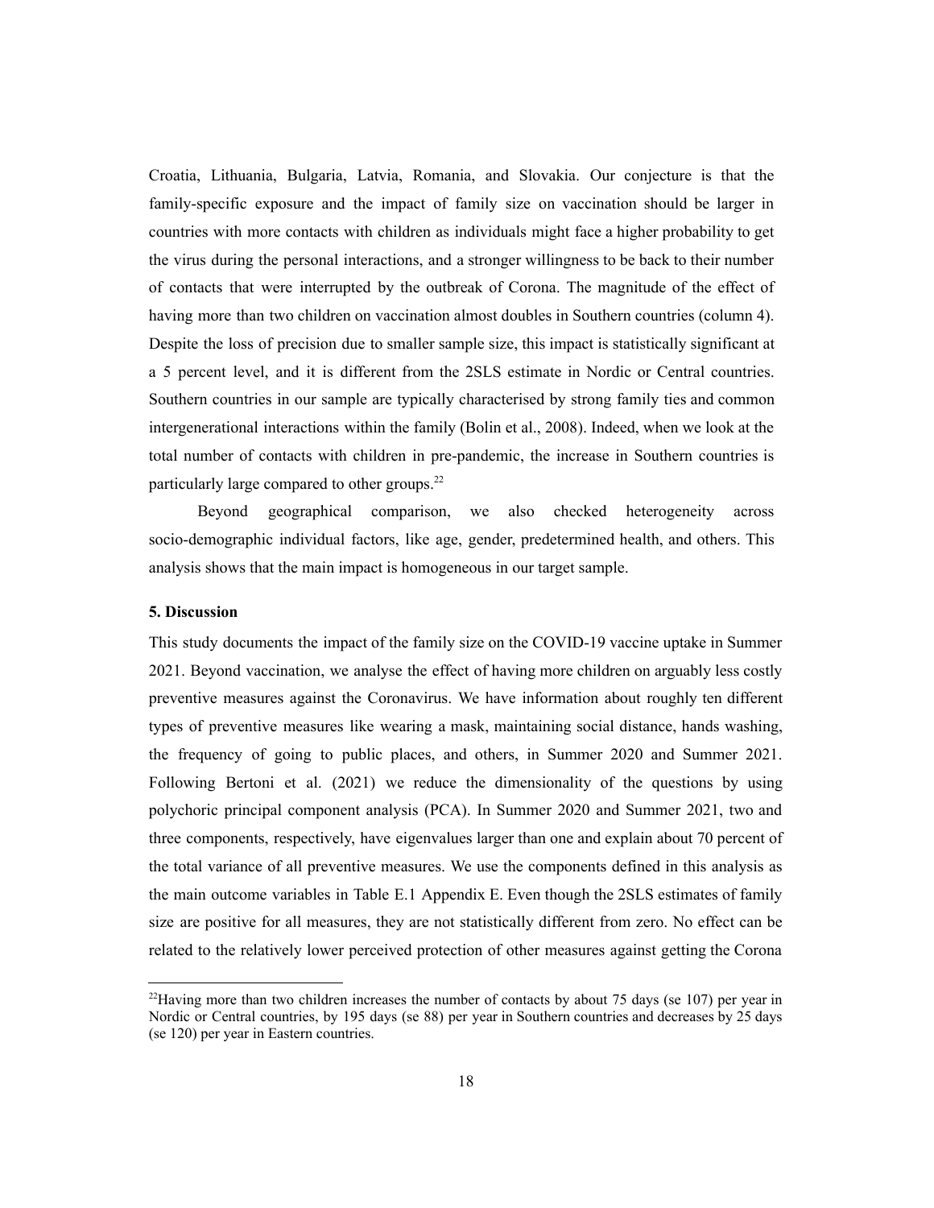Croatia, Lithuania, Bulgaria, Latvia, Romania, and Slovakia. Our conjecture is that the family-specific exposure and the impact of family size on vaccination should be larger in countries with more contacts with children as individuals might face a higher probability to get the virus during the personal interactions, and a stronger willingness to be back to their number of contacts that were interrupted by the outbreak of Corona. The magnitude of the effect of having more than two children on vaccination almost doubles in Southern countries (column 4). Despite the loss of precision due to smaller sample size, this impact is statistically significant at a 5 percent level, and it is different from the 2SLS estimate in Nordic or Central countries. Southern countries in our sample are typically characterised by strong family ties and common intergenerational interactions within the family (Bolin et al., 2008). Indeed, when we look at the total number of contacts with children in pre-pandemic, the increase in Southern countries is particularly large compared to other groups.[22]

Beyond geographical comparison, we also checked heterogeneity across socio-demographic individual factors, like age, gender, predetermined health, and others. This analysis shows that the main impact is homogeneous in our target sample.

## 5. Discussion

This study documents the impact of the family size on the COVID-19 vaccine uptake in Summer 2021. Beyond vaccination, we analyse the effect of having more children on arguably less costly preventive measures against the Coronavirus. We have information about roughly ten different types of preventive measures like wearing a mask, maintaining social distance, hands washing, the frequency of going to public places, and others, in Summer 2020 and Summer 2021. Following Bertoni et al. (2021) we reduce the dimensionality of the questions by using polychoric principal component analysis (PCA). In Summer 2020 and Summer 2021, two and three components, respectively, have eigenvalues larger than one and explain about 70 percent of the total variance of all preventive measures. We use the components defined in this analysis as the main outcome variables in Table E.1 Appendix E. Even though the 2SLS estimates of family size are positive for all measures, they are not statistically different from zero. No effect can be related to the relatively lower perceived protection of other measures against getting the Corona

[22] Having more than two children increases the number of contacts by about 75 days (se 107) per year in Nordic or Central countries, by 195 days (se 88) per year in Southern countries and decreases by 25 days (se 120) per year in Eastern countries.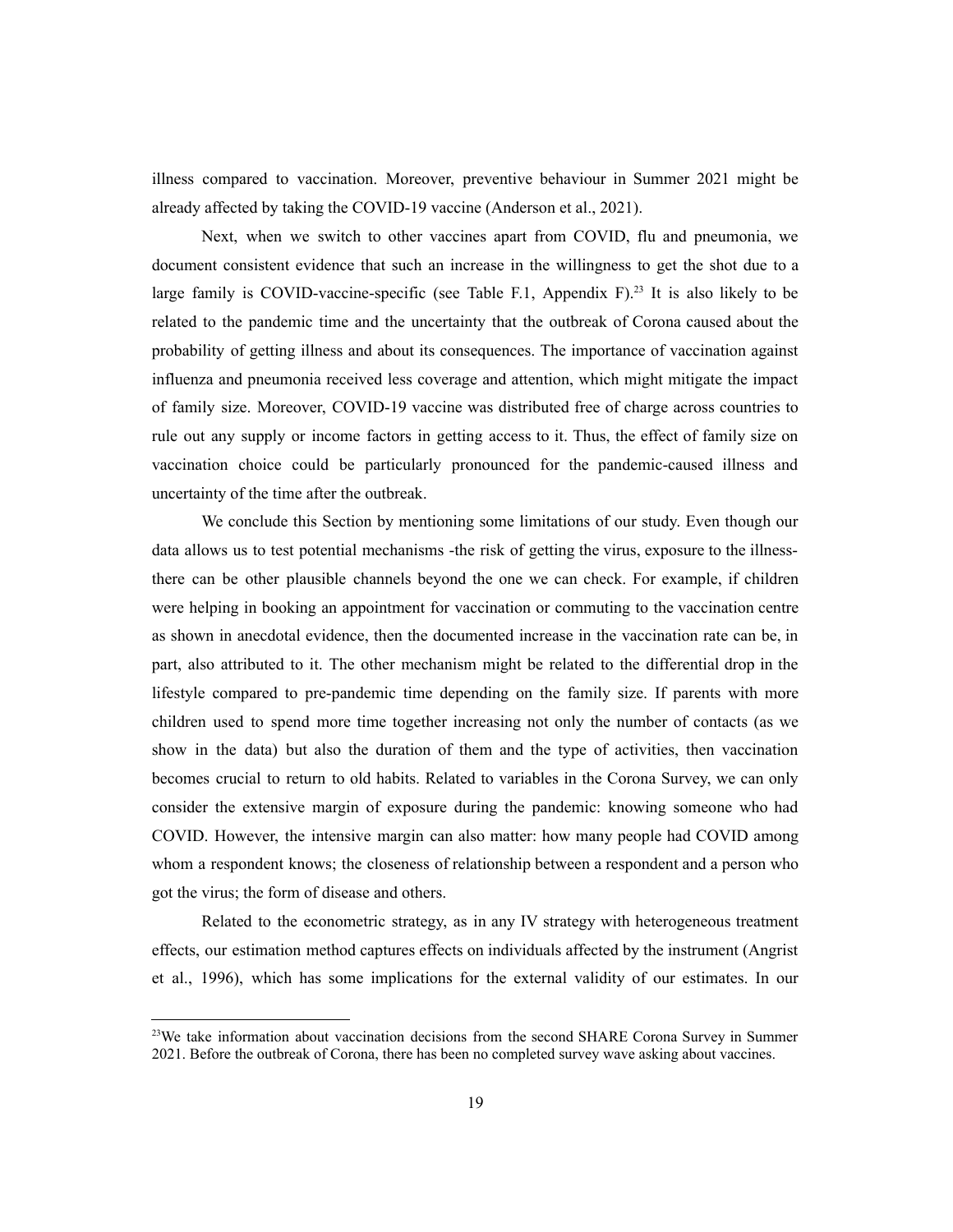illness compared to vaccination. Moreover, preventive behaviour in Summer 2021 might be already affected by taking the COVID-19 vaccine (Anderson et al., 2021).

Next, when we switch to other vaccines apart from COVID, flu and pneumonia, we document consistent evidence that such an increase in the willingness to get the shot due to a large family is COVID-vaccine-specific (see Table F.1, Appendix F).[23] It is also likely to be related to the pandemic time and the uncertainty that the outbreak of Corona caused about the probability of getting illness and about its consequences. The importance of vaccination against influenza and pneumonia received less coverage and attention, which might mitigate the impact of family size. Moreover, COVID-19 vaccine was distributed free of charge across countries to rule out any supply or income factors in getting access to it. Thus, the effect of family size on vaccination choice could be particularly pronounced for the pandemic-caused illness and uncertainty of the time after the outbreak.

We conclude this Section by mentioning some limitations of our study. Even though our data allows us to test potential mechanisms -the risk of getting the virus, exposure to the illness- there can be other plausible channels beyond the one we can check. For example, if children were helping in booking an appointment for vaccination or commuting to the vaccination centre as shown in anecdotal evidence, then the documented increase in the vaccination rate can be, in part, also attributed to it. The other mechanism might be related to the differential drop in the lifestyle compared to pre-pandemic time depending on the family size. If parents with more children used to spend more time together increasing not only the number of contacts (as we show in the data) but also the duration of them and the type of activities, then vaccination becomes crucial to return to old habits. Related to variables in the Corona Survey, we can only consider the extensive margin of exposure during the pandemic: knowing someone who had COVID. However, the intensive margin can also matter: how many people had COVID among whom a respondent knows; the closeness of relationship between a respondent and a person who got the virus; the form of disease and others.

Related to the econometric strategy, as in any IV strategy with heterogeneous treatment effects, our estimation method captures effects on individuals affected by the instrument (Angrist et al., 1996), which has some implications for the external validity of our estimates. In our

[23]We take information about vaccination decisions from the second SHARE Corona Survey in Summer 2021. Before the outbreak of Corona, there has been no completed survey wave asking about vaccines.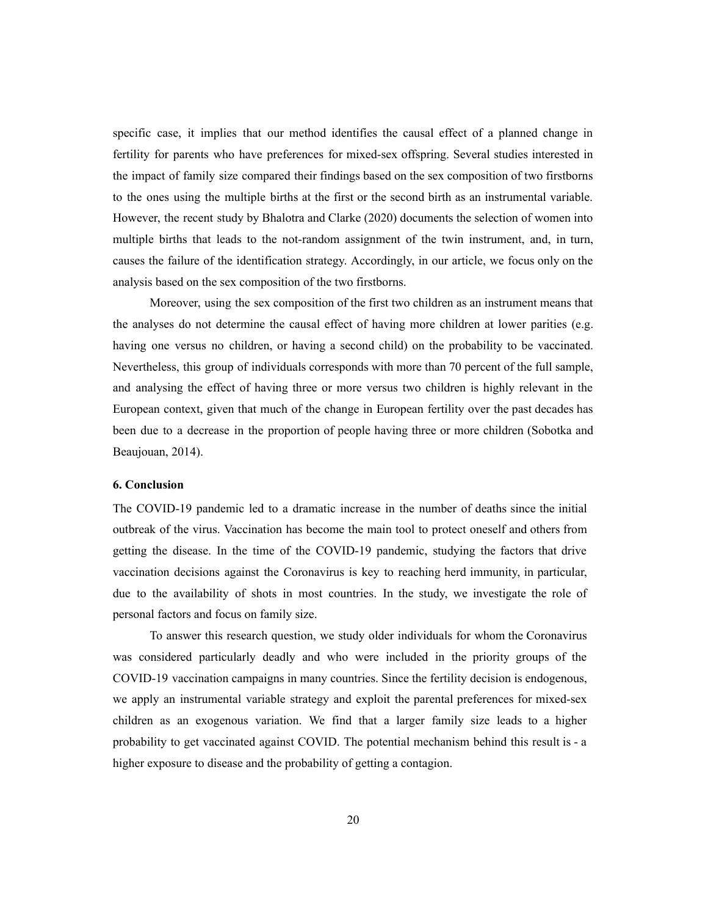specific case, it implies that our method identifies the causal effect of a planned change in fertility for parents who have preferences for mixed-sex offspring. Several studies interested in the impact of family size compared their findings based on the sex composition of two firstborns to the ones using the multiple births at the first or the second birth as an instrumental variable. However, the recent study by Bhalotra and Clarke (2020) documents the selection of women into multiple births that leads to the not-random assignment of the twin instrument, and, in turn, causes the failure of the identification strategy. Accordingly, in our article, we focus only on the analysis based on the sex composition of the two firstborns.

Moreover, using the sex composition of the first two children as an instrument means that the analyses do not determine the causal effect of having more children at lower parities (e.g. having one versus no children, or having a second child) on the probability to be vaccinated. Nevertheless, this group of individuals corresponds with more than 70 percent of the full sample, and analysing the effect of having three or more versus two children is highly relevant in the European context, given that much of the change in European fertility over the past decades has been due to a decrease in the proportion of people having three or more children (Sobotka and Beaujouan, 2014).

## 6. Conclusion

The COVID-19 pandemic led to a dramatic increase in the number of deaths since the initial outbreak of the virus. Vaccination has become the main tool to protect oneself and others from getting the disease. In the time of the COVID-19 pandemic, studying the factors that drive vaccination decisions against the Coronavirus is key to reaching herd immunity, in particular, due to the availability of shots in most countries. In the study, we investigate the role of personal factors and focus on family size.

To answer this research question, we study older individuals for whom the Coronavirus was considered particularly deadly and who were included in the priority groups of the COVID-19 vaccination campaigns in many countries. Since the fertility decision is endogenous, we apply an instrumental variable strategy and exploit the parental preferences for mixed-sex children as an exogenous variation. We find that a larger family size leads to a higher probability to get vaccinated against COVID. The potential mechanism behind this result is - a higher exposure to disease and the probability of getting a contagion.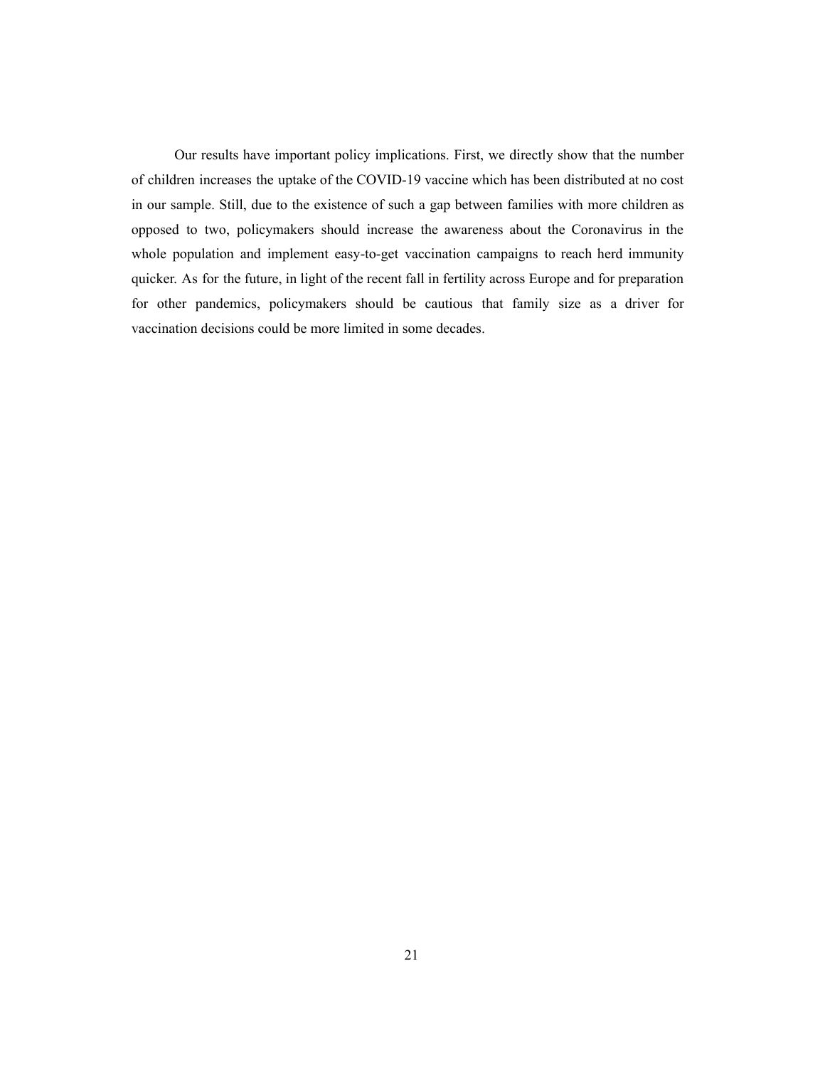Our results have important policy implications. First, we directly show that the number of children increases the uptake of the COVID-19 vaccine which has been distributed at no cost in our sample. Still, due to the existence of such a gap between families with more children as opposed to two, policymakers should increase the awareness about the Coronavirus in the whole population and implement easy-to-get vaccination campaigns to reach herd immunity quicker. As for the future, in light of the recent fall in fertility across Europe and for preparation for other pandemics, policymakers should be cautious that family size as a driver for vaccination decisions could be more limited in some decades.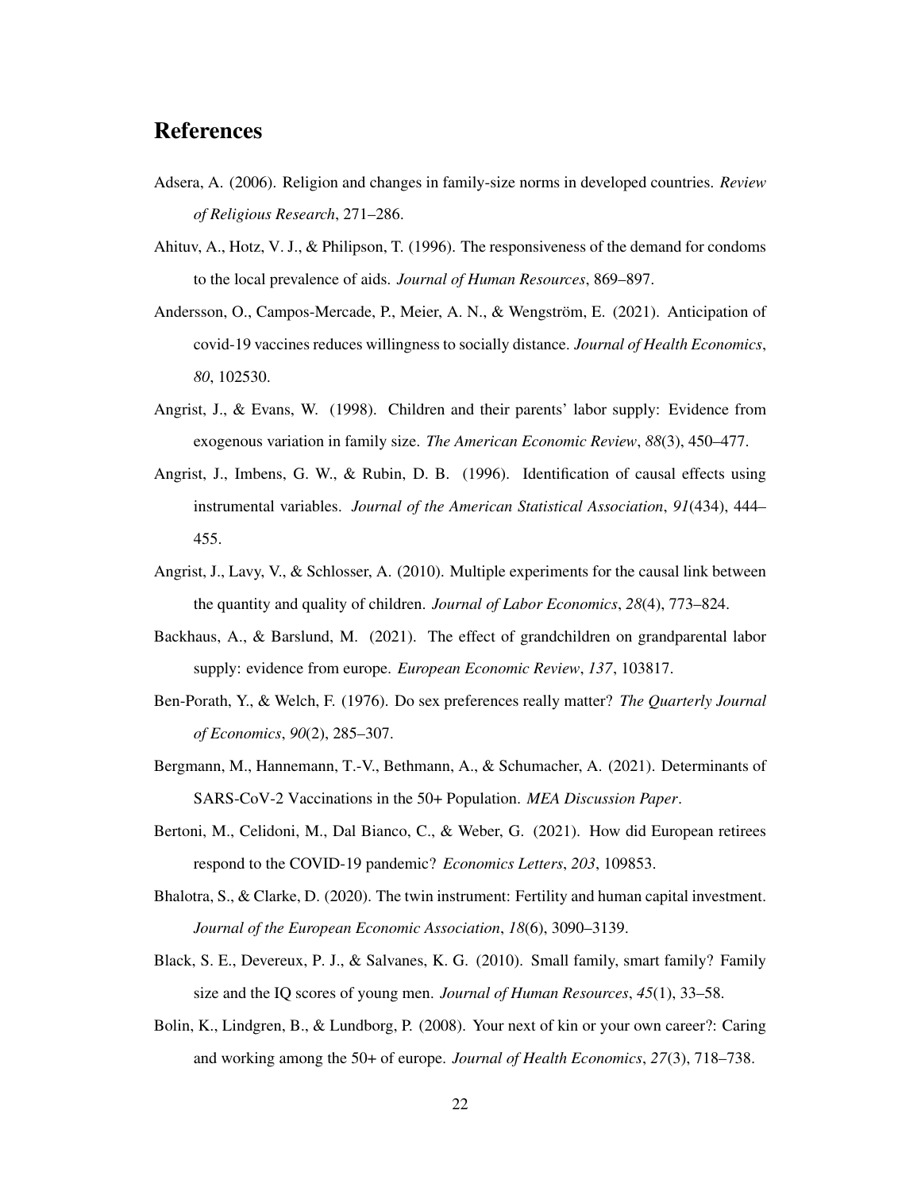# References

Adsera, A. (2006). Religion and changes in family-size norms in developed countries. *Review of Religious Research*, 271–286.

Ahituv, A., Hotz, V. J., & Philipson, T. (1996). The responsiveness of the demand for condoms to the local prevalence of aids. *Journal of Human Resources*, 869–897.

Andersson, O., Campos-Mercade, P., Meier, A. N., & Wengström, E. (2021). Anticipation of covid-19 vaccines reduces willingness to socially distance. *Journal of Health Economics*, *80*, 102530.

Angrist, J., & Evans, W. (1998). Children and their parents' labor supply: Evidence from exogenous variation in family size. *The American Economic Review*, *88*(3), 450–477.

Angrist, J., Imbens, G. W., & Rubin, D. B. (1996). Identification of causal effects using instrumental variables. *Journal of the American Statistical Association*, *91*(434), 444–455.

Angrist, J., Lavy, V., & Schlosser, A. (2010). Multiple experiments for the causal link between the quantity and quality of children. *Journal of Labor Economics*, *28*(4), 773–824.

Backhaus, A., & Barslund, M. (2021). The effect of grandchildren on grandparental labor supply: evidence from europe. *European Economic Review*, *137*, 103817.

Ben-Porath, Y., & Welch, F. (1976). Do sex preferences really matter? *The Quarterly Journal of Economics*, *90*(2), 285–307.

Bergmann, M., Hannemann, T.-V., Bethmann, A., & Schumacher, A. (2021). Determinants of SARS-CoV-2 Vaccinations in the 50+ Population. *MEA Discussion Paper*.

Bertoni, M., Celidoni, M., Dal Bianco, C., & Weber, G. (2021). How did European retirees respond to the COVID-19 pandemic? *Economics Letters*, *203*, 109853.

Bhalotra, S., & Clarke, D. (2020). The twin instrument: Fertility and human capital investment. *Journal of the European Economic Association*, *18*(6), 3090–3139.

Black, S. E., Devereux, P. J., & Salvanes, K. G. (2010). Small family, smart family? Family size and the IQ scores of young men. *Journal of Human Resources*, *45*(1), 33–58.

Bolin, K., Lindgren, B., & Lundborg, P. (2008). Your next of kin or your own career?: Caring and working among the 50+ of europe. *Journal of Health Economics*, *27*(3), 718–738.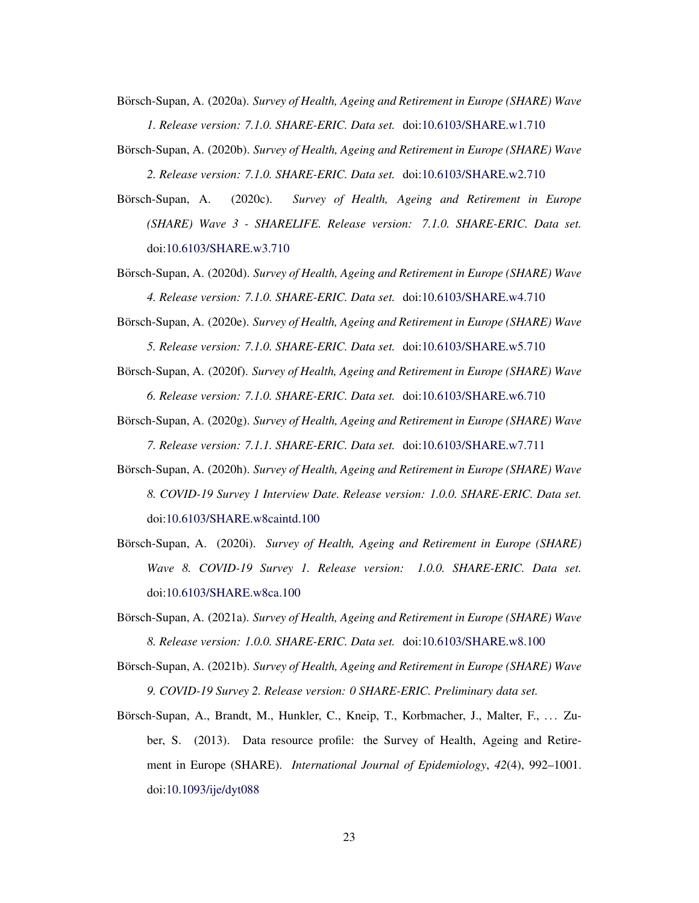Börsch-Supan, A. (2020a). *Survey of Health, Ageing and Retirement in Europe (SHARE) Wave 1. Release version: 7.1.0. SHARE-ERIC. Data set.* doi:10.6103/SHARE.w1.710

Börsch-Supan, A. (2020b). *Survey of Health, Ageing and Retirement in Europe (SHARE) Wave 2. Release version: 7.1.0. SHARE-ERIC. Data set.* doi:10.6103/SHARE.w2.710

Börsch-Supan, A. (2020c). *Survey of Health, Ageing and Retirement in Europe (SHARE) Wave 3 - SHARELIFE. Release version: 7.1.0. SHARE-ERIC. Data set.* doi:10.6103/SHARE.w3.710

Börsch-Supan, A. (2020d). *Survey of Health, Ageing and Retirement in Europe (SHARE) Wave 4. Release version: 7.1.0. SHARE-ERIC. Data set.* doi:10.6103/SHARE.w4.710

Börsch-Supan, A. (2020e). *Survey of Health, Ageing and Retirement in Europe (SHARE) Wave 5. Release version: 7.1.0. SHARE-ERIC. Data set.* doi:10.6103/SHARE.w5.710

Börsch-Supan, A. (2020f). *Survey of Health, Ageing and Retirement in Europe (SHARE) Wave 6. Release version: 7.1.0. SHARE-ERIC. Data set.* doi:10.6103/SHARE.w6.710

Börsch-Supan, A. (2020g). *Survey of Health, Ageing and Retirement in Europe (SHARE) Wave 7. Release version: 7.1.1. SHARE-ERIC. Data set.* doi:10.6103/SHARE.w7.711

Börsch-Supan, A. (2020h). *Survey of Health, Ageing and Retirement in Europe (SHARE) Wave 8. COVID-19 Survey 1 Interview Date. Release version: 1.0.0. SHARE-ERIC. Data set.* doi:10.6103/SHARE.w8caintd.100

Börsch-Supan, A. (2020i). *Survey of Health, Ageing and Retirement in Europe (SHARE) Wave 8. COVID-19 Survey 1. Release version: 1.0.0. SHARE-ERIC. Data set.* doi:10.6103/SHARE.w8ca.100

Börsch-Supan, A. (2021a). *Survey of Health, Ageing and Retirement in Europe (SHARE) Wave 8. Release version: 1.0.0. SHARE-ERIC. Data set.* doi:10.6103/SHARE.w8.100

Börsch-Supan, A. (2021b). *Survey of Health, Ageing and Retirement in Europe (SHARE) Wave 9. COVID-19 Survey 2. Release version: 0 SHARE-ERIC. Preliminary data set.*

Börsch-Supan, A., Brandt, M., Hunkler, C., Kneip, T., Korbmacher, J., Malter, F., … Zuber, S. (2013). Data resource profile: the Survey of Health, Ageing and Retirement in Europe (SHARE). *International Journal of Epidemiology*, *42*(4), 992–1001. doi:10.1093/ije/dyt088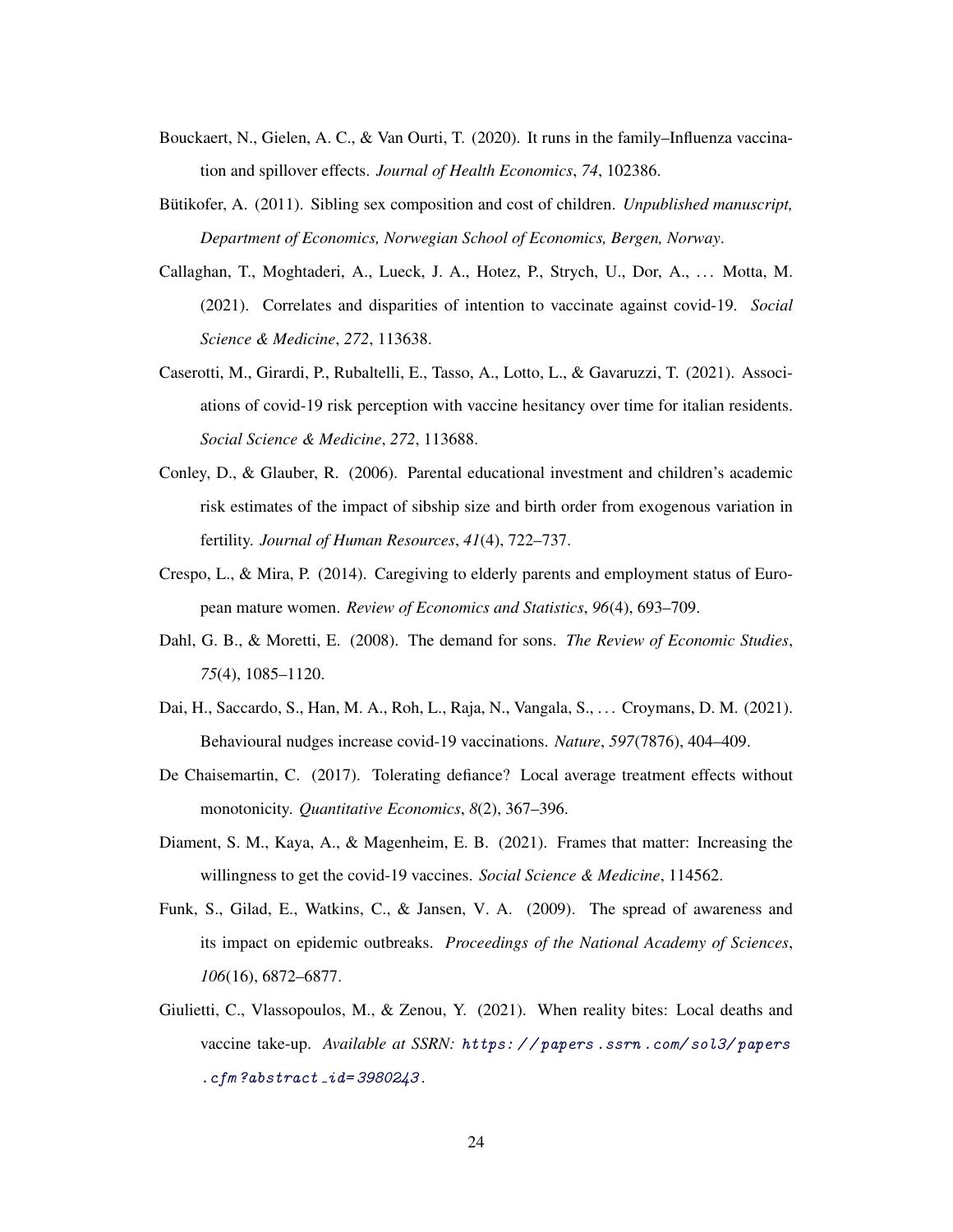Bouckaert, N., Gielen, A. C., & Van Ourti, T. (2020). It runs in the family–Influenza vaccination and spillover effects. *Journal of Health Economics*, *74*, 102386.

Bütikofer, A. (2011). Sibling sex composition and cost of children. *Unpublished manuscript, Department of Economics, Norwegian School of Economics, Bergen, Norway*.

Callaghan, T., Moghtaderi, A., Lueck, J. A., Hotez, P., Strych, U., Dor, A., ... Motta, M. (2021). Correlates and disparities of intention to vaccinate against covid-19. *Social Science & Medicine*, *272*, 113638.

Caserotti, M., Girardi, P., Rubaltelli, E., Tasso, A., Lotto, L., & Gavaruzzi, T. (2021). Associations of covid-19 risk perception with vaccine hesitancy over time for italian residents. *Social Science & Medicine*, *272*, 113688.

Conley, D., & Glauber, R. (2006). Parental educational investment and children's academic risk estimates of the impact of sibship size and birth order from exogenous variation in fertility. *Journal of Human Resources*, *41*(4), 722–737.

Crespo, L., & Mira, P. (2014). Caregiving to elderly parents and employment status of European mature women. *Review of Economics and Statistics*, *96*(4), 693–709.

Dahl, G. B., & Moretti, E. (2008). The demand for sons. *The Review of Economic Studies*, *75*(4), 1085–1120.

Dai, H., Saccardo, S., Han, M. A., Roh, L., Raja, N., Vangala, S., ... Croymans, D. M. (2021). Behavioural nudges increase covid-19 vaccinations. *Nature*, *597*(7876), 404–409.

De Chaisemartin, C. (2017). Tolerating defiance? Local average treatment effects without monotonicity. *Quantitative Economics*, *8*(2), 367–396.

Diament, S. M., Kaya, A., & Magenheim, E. B. (2021). Frames that matter: Increasing the willingness to get the covid-19 vaccines. *Social Science & Medicine*, 114562.

Funk, S., Gilad, E., Watkins, C., & Jansen, V. A. (2009). The spread of awareness and its impact on epidemic outbreaks. *Proceedings of the National Academy of Sciences*, *106*(16), 6872–6877.

Giulietti, C., Vlassopoulos, M., & Zenou, Y. (2021). When reality bites: Local deaths and vaccine take-up. *Available at SSRN: https://papers.ssrn.com/sol3/papers.cfm?abstract_id=3980243*.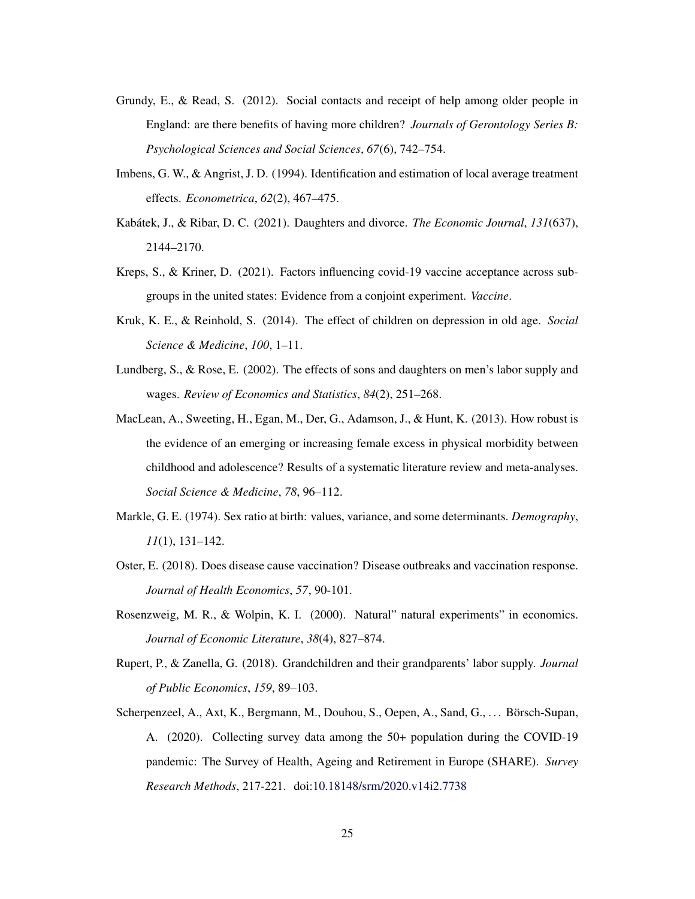Grundy, E., & Read, S. (2012). Social contacts and receipt of help among older people in England: are there benefits of having more children? *Journals of Gerontology Series B: Psychological Sciences and Social Sciences*, *67*(6), 742–754.

Imbens, G. W., & Angrist, J. D. (1994). Identification and estimation of local average treatment effects. *Econometrica*, *62*(2), 467–475.

Kabátek, J., & Ribar, D. C. (2021). Daughters and divorce. *The Economic Journal*, *131*(637), 2144–2170.

Kreps, S., & Kriner, D. (2021). Factors influencing covid-19 vaccine acceptance across subgroups in the united states: Evidence from a conjoint experiment. *Vaccine*.

Kruk, K. E., & Reinhold, S. (2014). The effect of children on depression in old age. *Social Science & Medicine*, *100*, 1–11.

Lundberg, S., & Rose, E. (2002). The effects of sons and daughters on men's labor supply and wages. *Review of Economics and Statistics*, *84*(2), 251–268.

MacLean, A., Sweeting, H., Egan, M., Der, G., Adamson, J., & Hunt, K. (2013). How robust is the evidence of an emerging or increasing female excess in physical morbidity between childhood and adolescence? Results of a systematic literature review and meta-analyses. *Social Science & Medicine*, *78*, 96–112.

Markle, G. E. (1974). Sex ratio at birth: values, variance, and some determinants. *Demography*, *11*(1), 131–142.

Oster, E. (2018). Does disease cause vaccination? Disease outbreaks and vaccination response. *Journal of Health Economics*, *57*, 90-101.

Rosenzweig, M. R., & Wolpin, K. I. (2000). Natural" natural experiments" in economics. *Journal of Economic Literature*, *38*(4), 827–874.

Rupert, P., & Zanella, G. (2018). Grandchildren and their grandparents' labor supply. *Journal of Public Economics*, *159*, 89–103.

Scherpenzeel, A., Axt, K., Bergmann, M., Douhou, S., Oepen, A., Sand, G., ... Börsch-Supan, A. (2020). Collecting survey data among the 50+ population during the COVID-19 pandemic: The Survey of Health, Ageing and Retirement in Europe (SHARE). *Survey Research Methods*, 217-221. doi:10.18148/srm/2020.v14i2.7738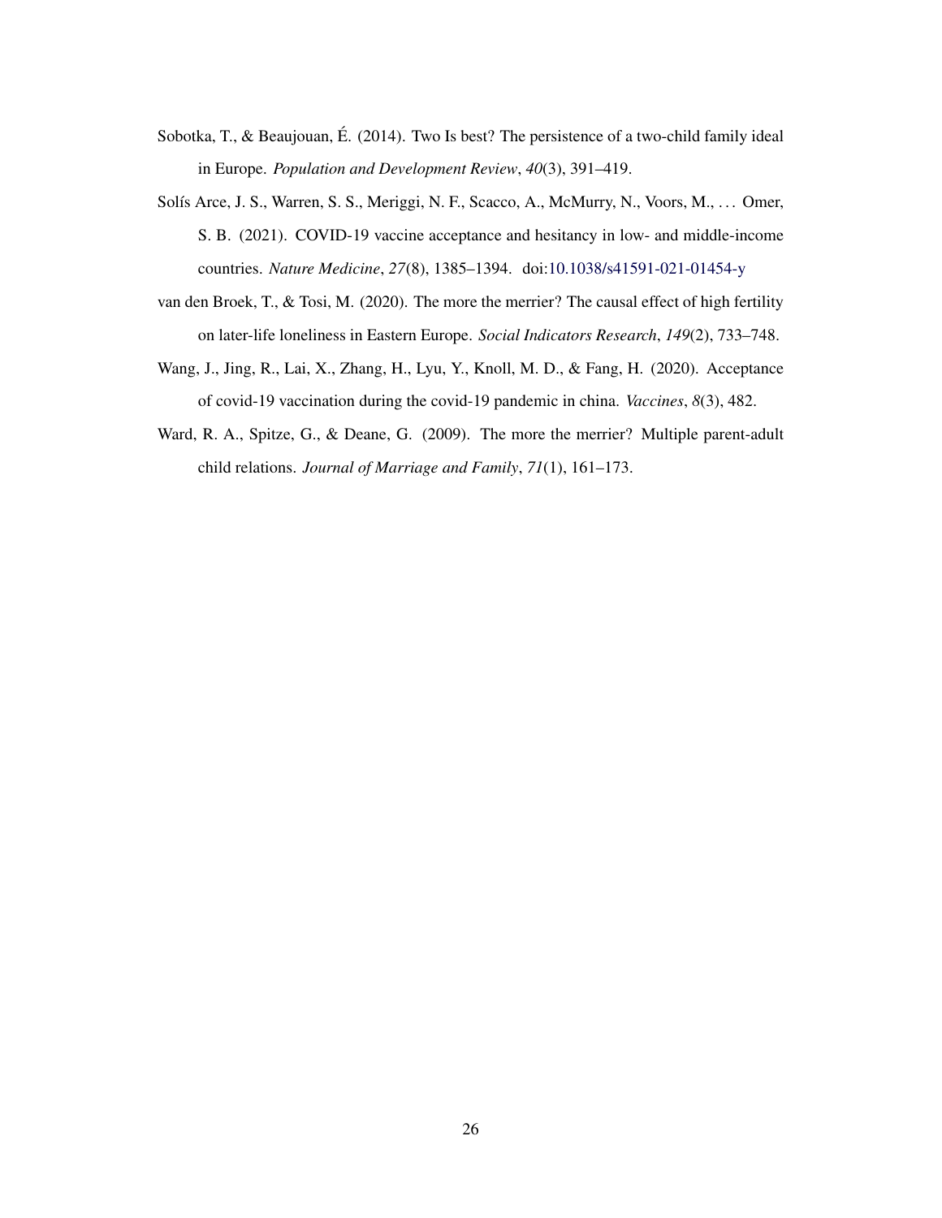Sobotka, T., & Beaujouan, É. (2014). Two Is best? The persistence of a two-child family ideal in Europe. *Population and Development Review*, *40*(3), 391–419.

Solís Arce, J. S., Warren, S. S., Meriggi, N. F., Scacco, A., McMurry, N., Voors, M., … Omer, S. B. (2021). COVID-19 vaccine acceptance and hesitancy in low- and middle-income countries. *Nature Medicine*, *27*(8), 1385–1394. doi:10.1038/s41591-021-01454-y

van den Broek, T., & Tosi, M. (2020). The more the merrier? The causal effect of high fertility on later-life loneliness in Eastern Europe. *Social Indicators Research*, *149*(2), 733–748.

Wang, J., Jing, R., Lai, X., Zhang, H., Lyu, Y., Knoll, M. D., & Fang, H. (2020). Acceptance of covid-19 vaccination during the covid-19 pandemic in china. *Vaccines*, *8*(3), 482.

Ward, R. A., Spitze, G., & Deane, G. (2009). The more the merrier? Multiple parent-adult child relations. *Journal of Marriage and Family*, *71*(1), 161–173.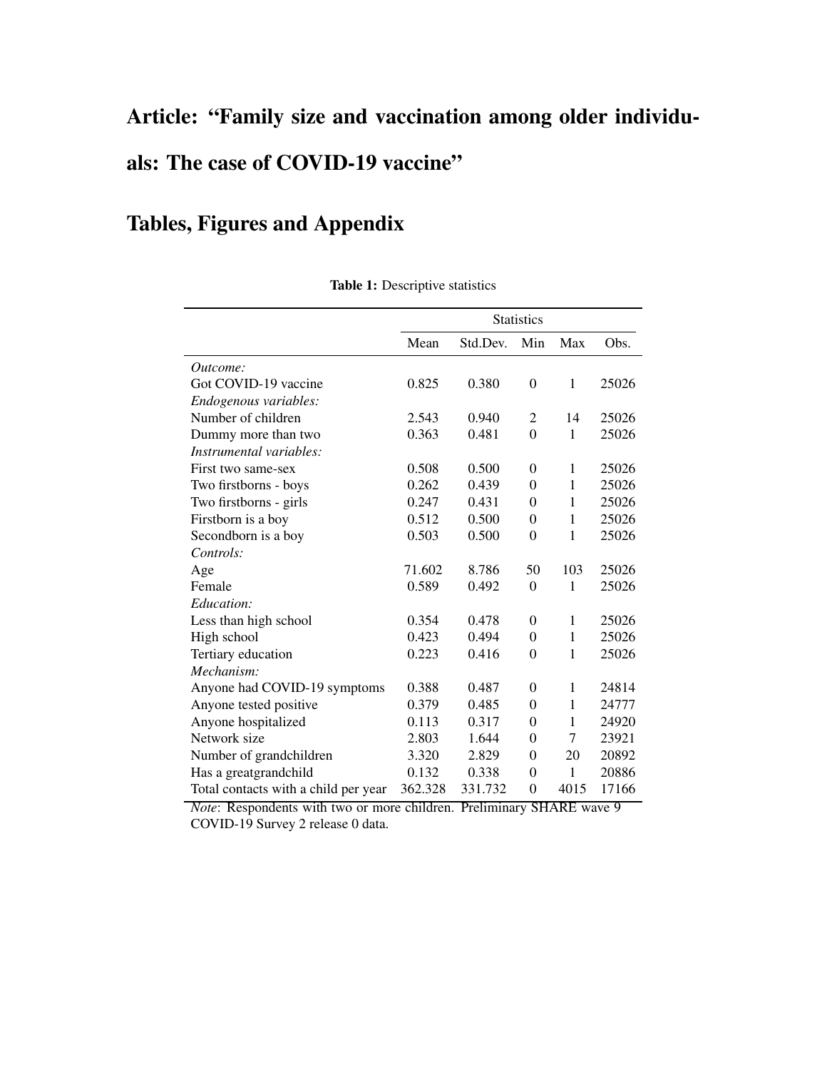# Article: "Family size and vaccination among older individuals: The case of COVID-19 vaccine"

# Tables, Figures and Appendix

**Table 1:** Descriptive statistics

| | Statistics | | | | |
|---|---|---|---|---|---|
| | Mean | Std.Dev. | Min | Max | Obs. |
| *Outcome:* | | | | | |
| Got COVID-19 vaccine | 0.825 | 0.380 | 0 | 1 | 25026 |
| *Endogenous variables:* | | | | | |
| Number of children | 2.543 | 0.940 | 2 | 14 | 25026 |
| Dummy more than two | 0.363 | 0.481 | 0 | 1 | 25026 |
| *Instrumental variables:* | | | | | |
| First two same-sex | 0.508 | 0.500 | 0 | 1 | 25026 |
| Two firstborns - boys | 0.262 | 0.439 | 0 | 1 | 25026 |
| Two firstborns - girls | 0.247 | 0.431 | 0 | 1 | 25026 |
| Firstborn is a boy | 0.512 | 0.500 | 0 | 1 | 25026 |
| Secondborn is a boy | 0.503 | 0.500 | 0 | 1 | 25026 |
| *Controls:* | | | | | |
| Age | 71.602 | 8.786 | 50 | 103 | 25026 |
| Female | 0.589 | 0.492 | 0 | 1 | 25026 |
| *Education:* | | | | | |
| Less than high school | 0.354 | 0.478 | 0 | 1 | 25026 |
| High school | 0.423 | 0.494 | 0 | 1 | 25026 |
| Tertiary education | 0.223 | 0.416 | 0 | 1 | 25026 |
| *Mechanism:* | | | | | |
| Anyone had COVID-19 symptoms | 0.388 | 0.487 | 0 | 1 | 24814 |
| Anyone tested positive | 0.379 | 0.485 | 0 | 1 | 24777 |
| Anyone hospitalized | 0.113 | 0.317 | 0 | 1 | 24920 |
| Network size | 2.803 | 1.644 | 0 | 7 | 23921 |
| Number of grandchildren | 3.320 | 2.829 | 0 | 20 | 20892 |
| Has a greatgrandchild | 0.132 | 0.338 | 0 | 1 | 20886 |
| Total contacts with a child per year | 362.328 | 331.732 | 0 | 4015 | 17166 |

*Note*: Respondents with two or more children. Preliminary SHARE wave 9 COVID-19 Survey 2 release 0 data.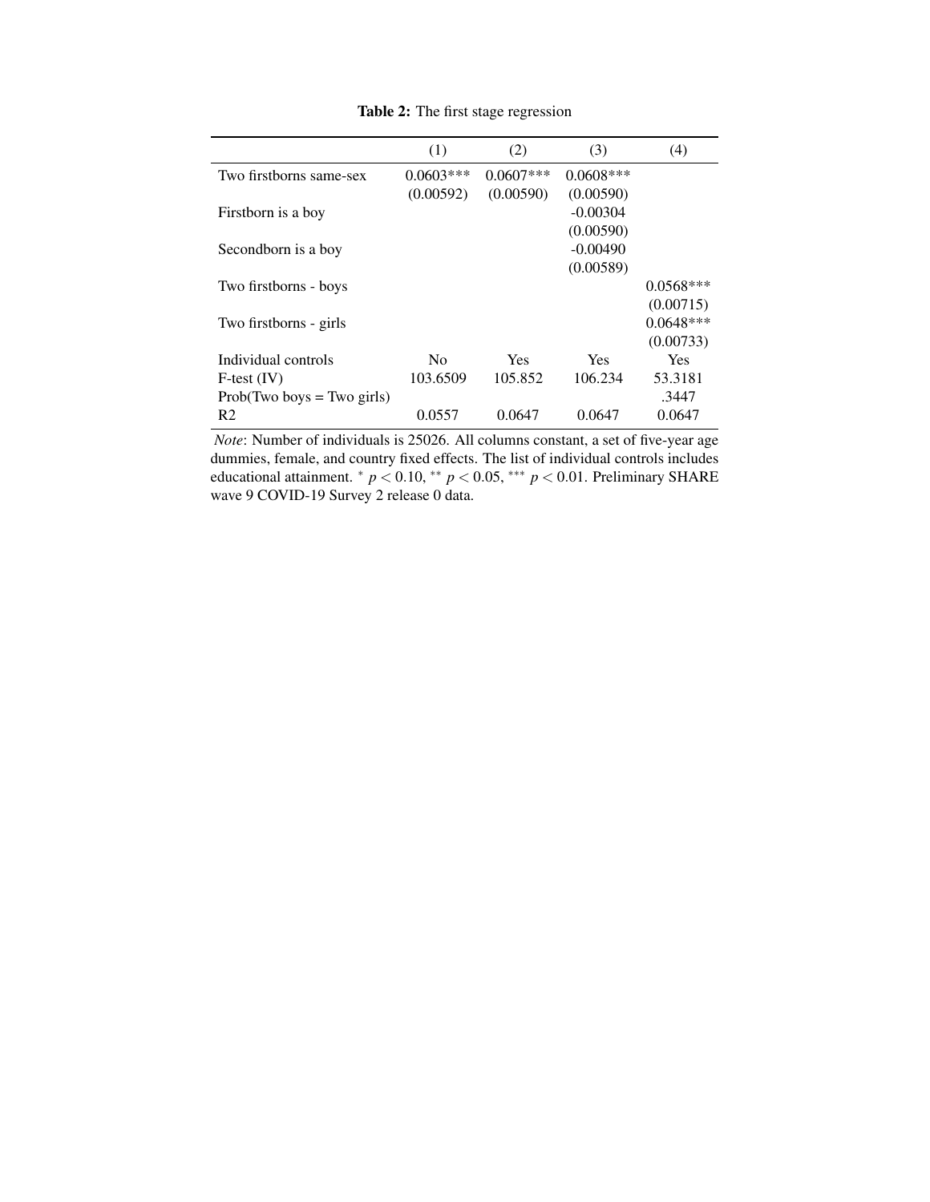**Table 2:** The first stage regression

| | (1) | (2) | (3) | (4) |
|---|---|---|---|---|
| Two firstborns same-sex | 0.0603*** | 0.0607*** | 0.0608*** | |
| | (0.00592) | (0.00590) | (0.00590) | |
| Firstborn is a boy | | | -0.00304 | |
| | | | (0.00590) | |
| Secondborn is a boy | | | -0.00490 | |
| | | | (0.00589) | |
| Two firstborns - boys | | | | 0.0568*** |
| | | | | (0.00715) |
| Two firstborns - girls | | | | 0.0648*** |
| | | | | (0.00733) |
| Individual controls | No | Yes | Yes | Yes |
| F-test (IV) | 103.6509 | 105.852 | 106.234 | 53.3181 |
| Prob(Two boys = Two girls) | | | | .3447 |
| R2 | 0.0557 | 0.0647 | 0.0647 | 0.0647 |

*Note*: Number of individuals is 25026. All columns constant, a set of five-year age dummies, female, and country fixed effects. The list of individual controls includes educational attainment. $^{*}$ $p < 0.10$, $^{**}$ $p < 0.05$, $^{***}$ $p < 0.01$. Preliminary SHARE wave 9 COVID-19 Survey 2 release 0 data.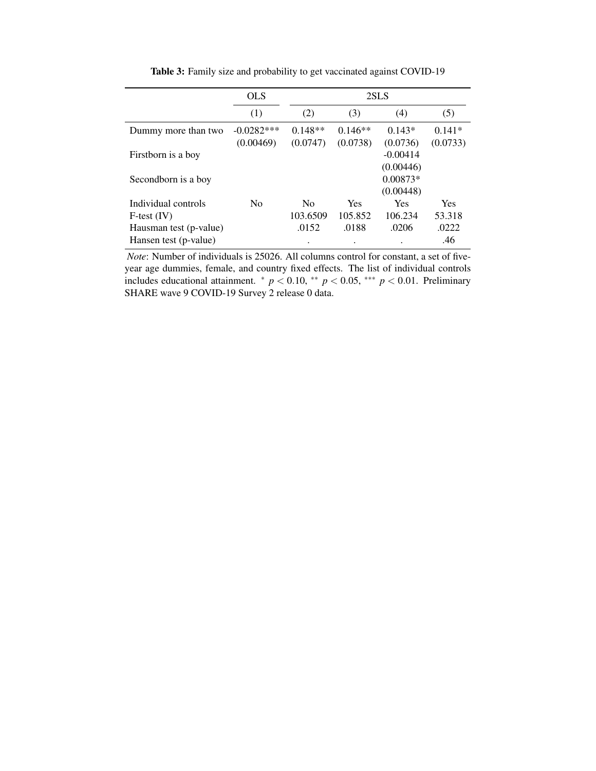**Table 3:** Family size and probability to get vaccinated against COVID-19

| | OLS | 2SLS | | | |
|---|---|---|---|---|---|
| | (1) | (2) | (3) | (4) | (5) |
| Dummy more than two | -0.0282*** | 0.148** | 0.146** | 0.143* | 0.141* |
| | (0.00469) | (0.0747) | (0.0738) | (0.0736) | (0.0733) |
| Firstborn is a boy | | | | -0.00414 | |
| | | | | (0.00446) | |
| Secondborn is a boy | | | | 0.00873* | |
| | | | | (0.00448) | |
| Individual controls | No | No | Yes | Yes | Yes |
| F-test (IV) | | 103.6509 | 105.852 | 106.234 | 53.318 |
| Hausman test (p-value) | | .0152 | .0188 | .0206 | .0222 |
| Hansen test (p-value) | | . | . | . | .46 |

*Note*: Number of individuals is 25026. All columns control for constant, a set of five-year age dummies, female, and country fixed effects. The list of individual controls includes educational attainment. $^{*}$ $p < 0.10$, $^{**}$ $p < 0.05$, $^{***}$ $p < 0.01$. Preliminary SHARE wave 9 COVID-19 Survey 2 release 0 data.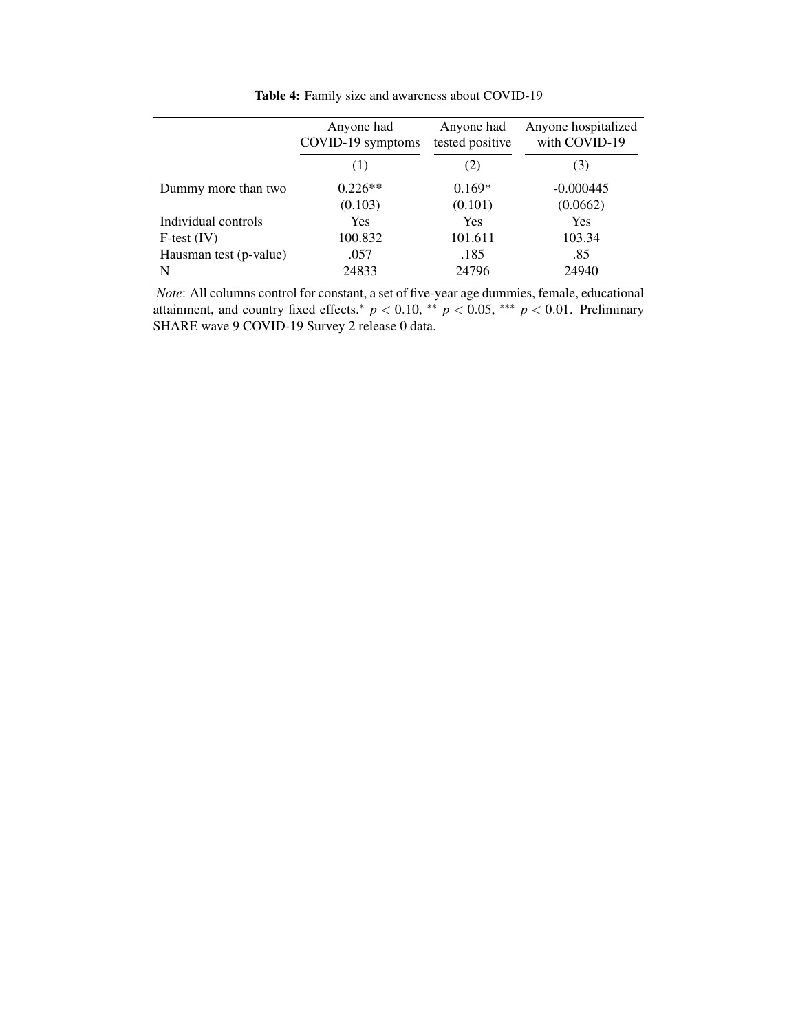**Table 4:** Family size and awareness about COVID-19

| | Anyone had COVID-19 symptoms | Anyone had tested positive | Anyone hospitalized with COVID-19 |
|---|---|---|---|
| | (1) | (2) | (3) |
| Dummy more than two | 0.226** | 0.169* | -0.000445 |
| | (0.103) | (0.101) | (0.0662) |
| Individual controls | Yes | Yes | Yes |
| F-test (IV) | 100.832 | 101.611 | 103.34 |
| Hausman test (p-value) | .057 | .185 | .85 |
| N | 24833 | 24796 | 24940 |

*Note*: All columns control for constant, a set of five-year age dummies, female, educational attainment, and country fixed effects.* $p < 0.10$, ** $p < 0.05$, *** $p < 0.01$. Preliminary SHARE wave 9 COVID-19 Survey 2 release 0 data.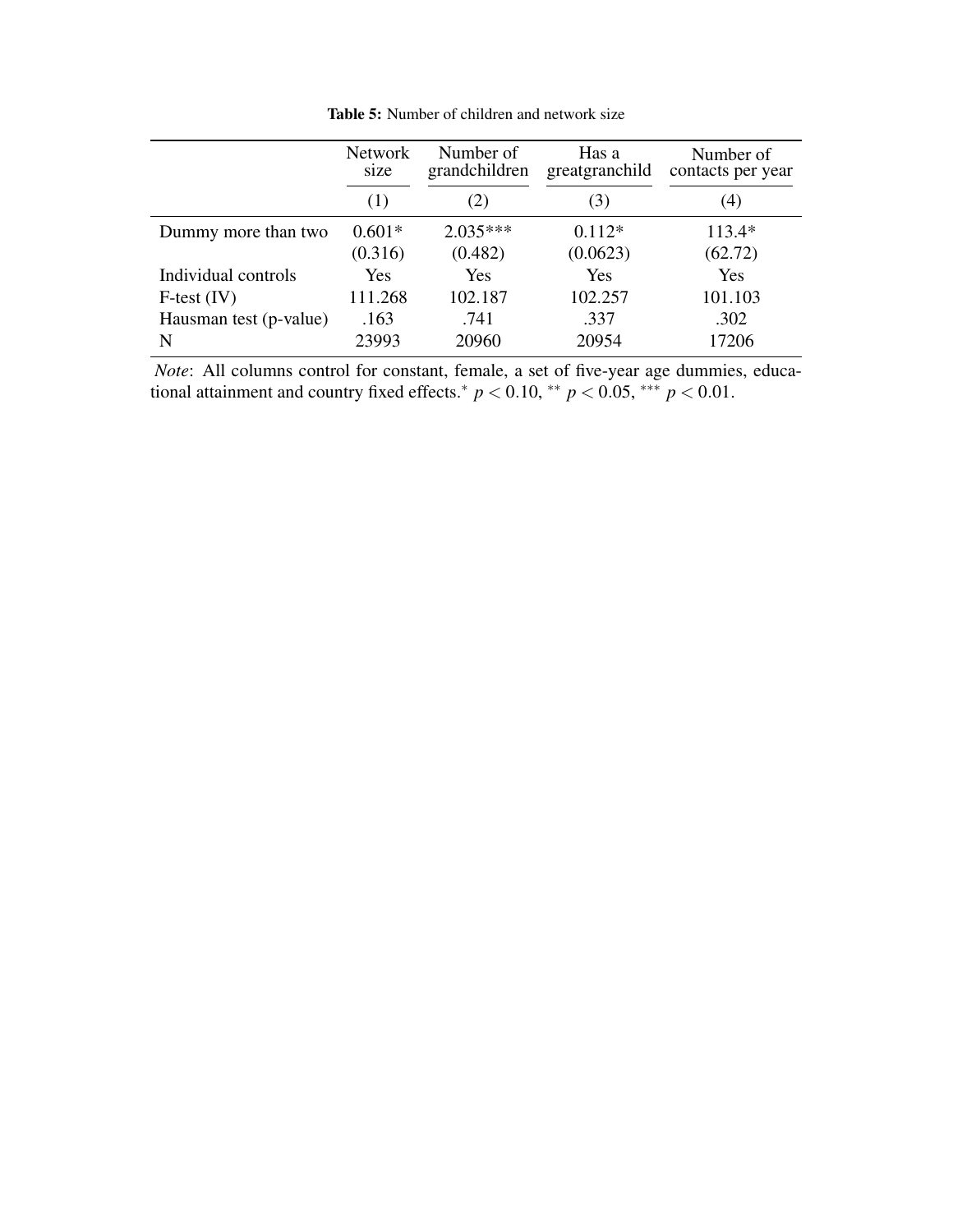**Table 5:** Number of children and network size

| | Network size | Number of grandchildren | Has a greatgranchild | Number of contacts per year |
|---|---|---|---|---|
| | (1) | (2) | (3) | (4) |
| Dummy more than two | 0.601* | 2.035*** | 0.112* | 113.4* |
| | (0.316) | (0.482) | (0.0623) | (62.72) |
| Individual controls | Yes | Yes | Yes | Yes |
| F-test (IV) | 111.268 | 102.187 | 102.257 | 101.103 |
| Hausman test (p-value) | .163 | .741 | .337 | .302 |
| N | 23993 | 20960 | 20954 | 17206 |

*Note*: All columns control for constant, female, a set of five-year age dummies, educational attainment and country fixed effects. $^{*}$ $p < 0.10$, $^{**}$ $p < 0.05$, $^{***}$ $p < 0.01$.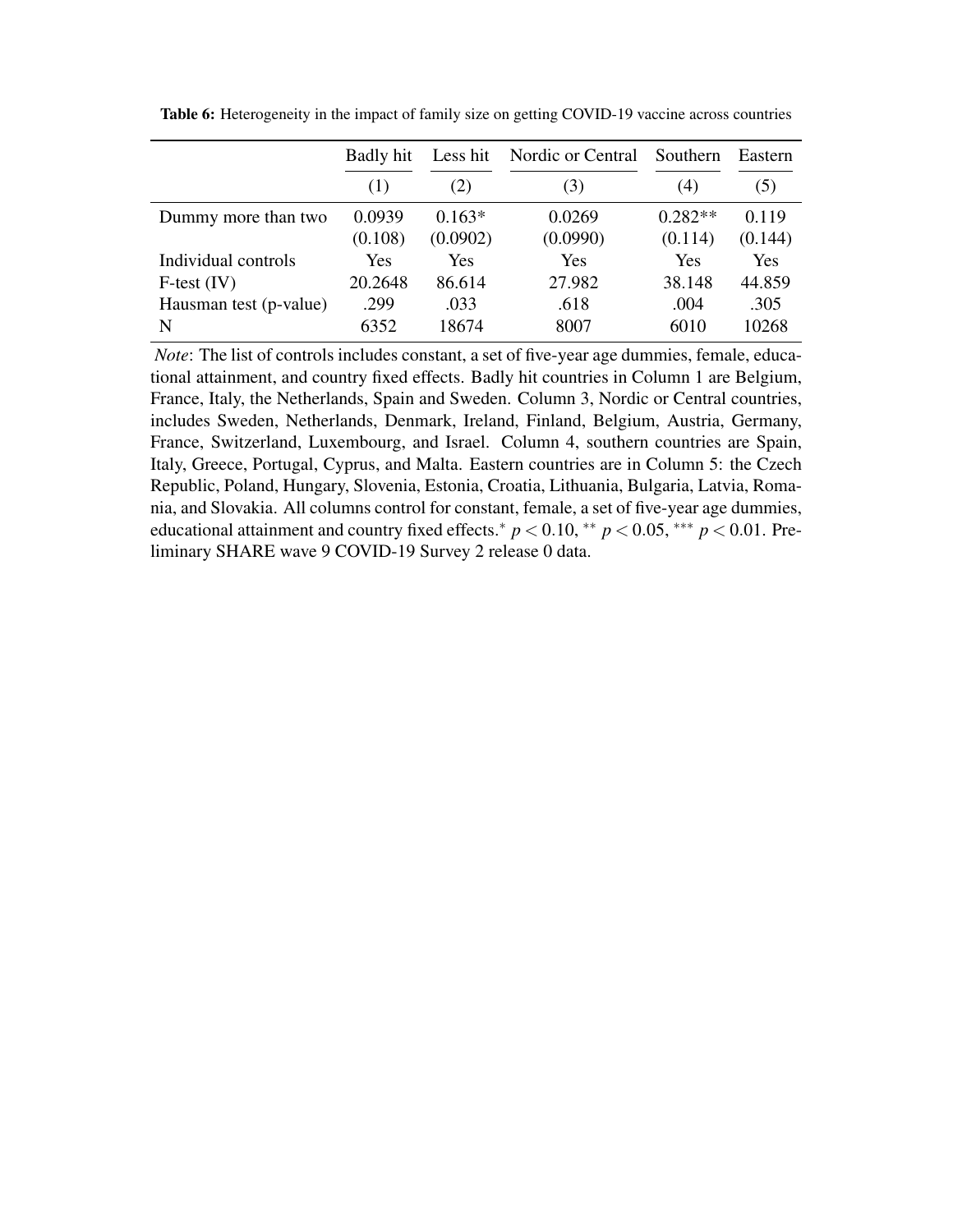**Table 6:** Heterogeneity in the impact of family size on getting COVID-19 vaccine across countries

| | Badly hit | Less hit | Nordic or Central | Southern | Eastern |
|---|---|---|---|---|---|
| | (1) | (2) | (3) | (4) | (5) |
| Dummy more than two | 0.0939 | 0.163* | 0.0269 | 0.282** | 0.119 |
| | (0.108) | (0.0902) | (0.0990) | (0.114) | (0.144) |
| Individual controls | Yes | Yes | Yes | Yes | Yes |
| F-test (IV) | 20.2648 | 86.614 | 27.982 | 38.148 | 44.859 |
| Hausman test (p-value) | .299 | .033 | .618 | .004 | .305 |
| N | 6352 | 18674 | 8007 | 6010 | 10268 |

*Note*: The list of controls includes constant, a set of five-year age dummies, female, educational attainment, and country fixed effects. Badly hit countries in Column 1 are Belgium, France, Italy, the Netherlands, Spain and Sweden. Column 3, Nordic or Central countries, includes Sweden, Netherlands, Denmark, Ireland, Finland, Belgium, Austria, Germany, France, Switzerland, Luxembourg, and Israel. Column 4, southern countries are Spain, Italy, Greece, Portugal, Cyprus, and Malta. Eastern countries are in Column 5: the Czech Republic, Poland, Hungary, Slovenia, Estonia, Croatia, Lithuania, Bulgaria, Latvia, Romania, and Slovakia. All columns control for constant, female, a set of five-year age dummies, educational attainment and country fixed effects.$^{*}$ $p < 0.10$, $^{**}$ $p < 0.05$, $^{***}$ $p < 0.01$. Preliminary SHARE wave 9 COVID-19 Survey 2 release 0 data.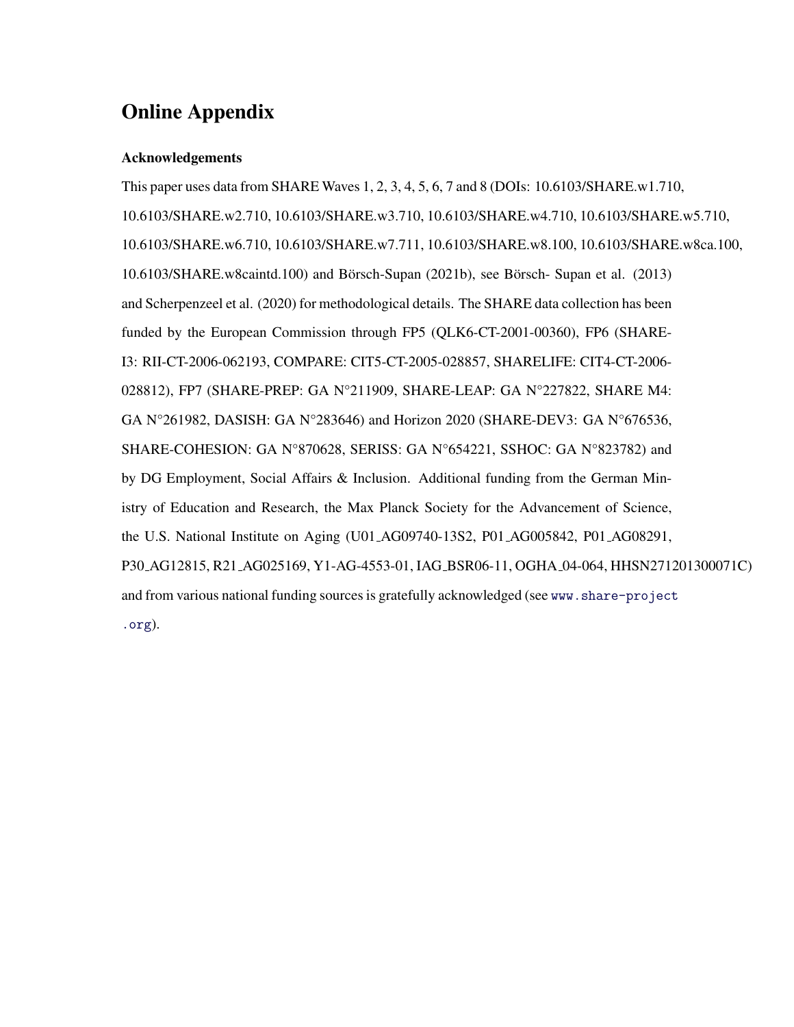# Online Appendix

### Acknowledgements

This paper uses data from SHARE Waves 1, 2, 3, 4, 5, 6, 7 and 8 (DOIs: 10.6103/SHARE.w1.710, 10.6103/SHARE.w2.710, 10.6103/SHARE.w3.710, 10.6103/SHARE.w4.710, 10.6103/SHARE.w5.710, 10.6103/SHARE.w6.710, 10.6103/SHARE.w7.711, 10.6103/SHARE.w8.100, 10.6103/SHARE.w8ca.100, 10.6103/SHARE.w8caintd.100) and Börsch-Supan (2021b), see Börsch- Supan et al. (2013) and Scherpenzeel et al. (2020) for methodological details. The SHARE data collection has been funded by the European Commission through FP5 (QLK6-CT-2001-00360), FP6 (SHARE-I3: RII-CT-2006-062193, COMPARE: CIT5-CT-2005-028857, SHARELIFE: CIT4-CT-2006-028812), FP7 (SHARE-PREP: GA N°211909, SHARE-LEAP: GA N°227822, SHARE M4: GA N°261982, DASISH: GA N°283646) and Horizon 2020 (SHARE-DEV3: GA N°676536, SHARE-COHESION: GA N°870628, SERISS: GA N°654221, SSHOC: GA N°823782) and by DG Employment, Social Affairs & Inclusion. Additional funding from the German Ministry of Education and Research, the Max Planck Society for the Advancement of Science, the U.S. National Institute on Aging (U01_AG09740-13S2, P01_AG005842, P01_AG08291, P30_AG12815, R21_AG025169, Y1-AG-4553-01, IAG_BSR06-11, OGHA_04-064, HHSN271201300071C) and from various national funding sources is gratefully acknowledged (see www.share-project.org).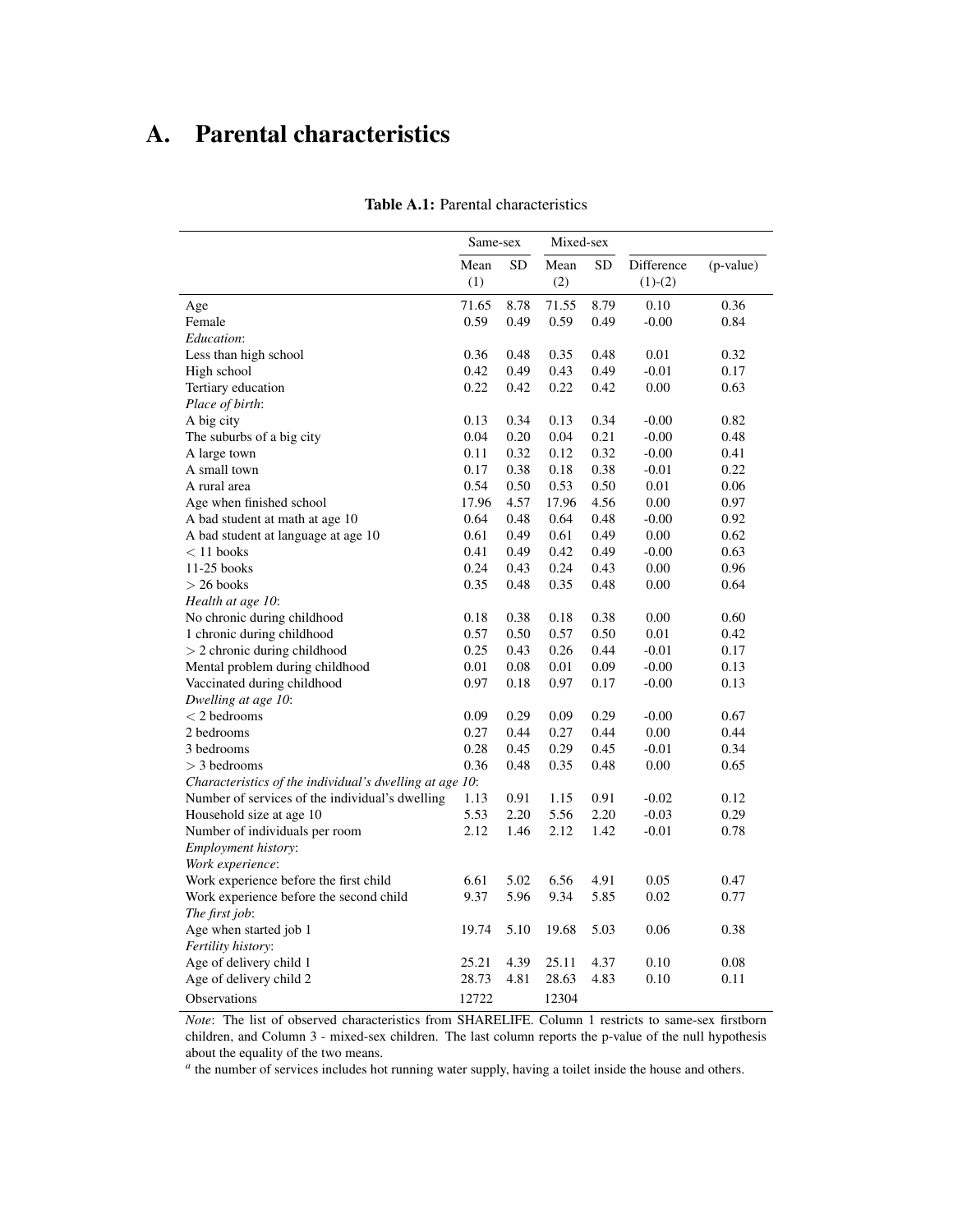# A. Parental characteristics

**Table A.1:** Parental characteristics

| | Same-sex | | Mixed-sex | | | |
|---|---|---|---|---|---|---|
| | Mean (1) | SD | Mean (2) | SD | Difference (1)-(2) | (p-value) |
| Age | 71.65 | 8.78 | 71.55 | 8.79 | 0.10 | 0.36 |
| Female | 0.59 | 0.49 | 0.59 | 0.49 | -0.00 | 0.84 |
| *Education*: | | | | | | |
| Less than high school | 0.36 | 0.48 | 0.35 | 0.48 | 0.01 | 0.32 |
| High school | 0.42 | 0.49 | 0.43 | 0.49 | -0.01 | 0.17 |
| Tertiary education | 0.22 | 0.42 | 0.22 | 0.42 | 0.00 | 0.63 |
| *Place of birth*: | | | | | | |
| A big city | 0.13 | 0.34 | 0.13 | 0.34 | -0.00 | 0.82 |
| The suburbs of a big city | 0.04 | 0.20 | 0.04 | 0.21 | -0.00 | 0.48 |
| A large town | 0.11 | 0.32 | 0.12 | 0.32 | -0.00 | 0.41 |
| A small town | 0.17 | 0.38 | 0.18 | 0.38 | -0.01 | 0.22 |
| A rural area | 0.54 | 0.50 | 0.53 | 0.50 | 0.01 | 0.06 |
| Age when finished school | 17.96 | 4.57 | 17.96 | 4.56 | 0.00 | 0.97 |
| A bad student at math at age 10 | 0.64 | 0.48 | 0.64 | 0.48 | -0.00 | 0.92 |
| A bad student at language at age 10 | 0.61 | 0.49 | 0.61 | 0.49 | 0.00 | 0.62 |
| $<11$ books | 0.41 | 0.49 | 0.42 | 0.49 | -0.00 | 0.63 |
| 11-25 books | 0.24 | 0.43 | 0.24 | 0.43 | 0.00 | 0.96 |
| $>26$ books | 0.35 | 0.48 | 0.35 | 0.48 | 0.00 | 0.64 |
| *Health at age 10*: | | | | | | |
| No chronic during childhood | 0.18 | 0.38 | 0.18 | 0.38 | 0.00 | 0.60 |
| 1 chronic during childhood | 0.57 | 0.50 | 0.57 | 0.50 | 0.01 | 0.42 |
| $>2$ chronic during childhood | 0.25 | 0.43 | 0.26 | 0.44 | -0.01 | 0.17 |
| Mental problem during childhood | 0.01 | 0.08 | 0.01 | 0.09 | -0.00 | 0.13 |
| Vaccinated during childhood | 0.97 | 0.18 | 0.97 | 0.17 | -0.00 | 0.13 |
| *Dwelling at age 10*: | | | | | | |
| $<2$ bedrooms | 0.09 | 0.29 | 0.09 | 0.29 | -0.00 | 0.67 |
| 2 bedrooms | 0.27 | 0.44 | 0.27 | 0.44 | 0.00 | 0.44 |
| 3 bedrooms | 0.28 | 0.45 | 0.29 | 0.45 | -0.01 | 0.34 |
| $>3$ bedrooms | 0.36 | 0.48 | 0.35 | 0.48 | 0.00 | 0.65 |
| *Characteristics of the individual's dwelling at age 10*: | | | | | | |
| Number of services of the individual's dwelling | 1.13 | 0.91 | 1.15 | 0.91 | -0.02 | 0.12 |
| Household size at age 10 | 5.53 | 2.20 | 5.56 | 2.20 | -0.03 | 0.29 |
| Number of individuals per room | 2.12 | 1.46 | 2.12 | 1.42 | -0.01 | 0.78 |
| *Employment history*: | | | | | | |
| *Work experience*: | | | | | | |
| Work experience before the first child | 6.61 | 5.02 | 6.56 | 4.91 | 0.05 | 0.47 |
| Work experience before the second child | 9.37 | 5.96 | 9.34 | 5.85 | 0.02 | 0.77 |
| *The first job*: | | | | | | |
| Age when started job 1 | 19.74 | 5.10 | 19.68 | 5.03 | 0.06 | 0.38 |
| *Fertility history*: | | | | | | |
| Age of delivery child 1 | 25.21 | 4.39 | 25.11 | 4.37 | 0.10 | 0.08 |
| Age of delivery child 2 | 28.73 | 4.81 | 28.63 | 4.83 | 0.10 | 0.11 |
| Observations | 12722 | | 12304 | | | |

*Note*: The list of observed characteristics from SHARELIFE. Column 1 restricts to same-sex firstborn children, and Column 3 - mixed-sex children. The last column reports the p-value of the null hypothesis about the equality of the two means.
[a] the number of services includes hot running water supply, having a toilet inside the house and others.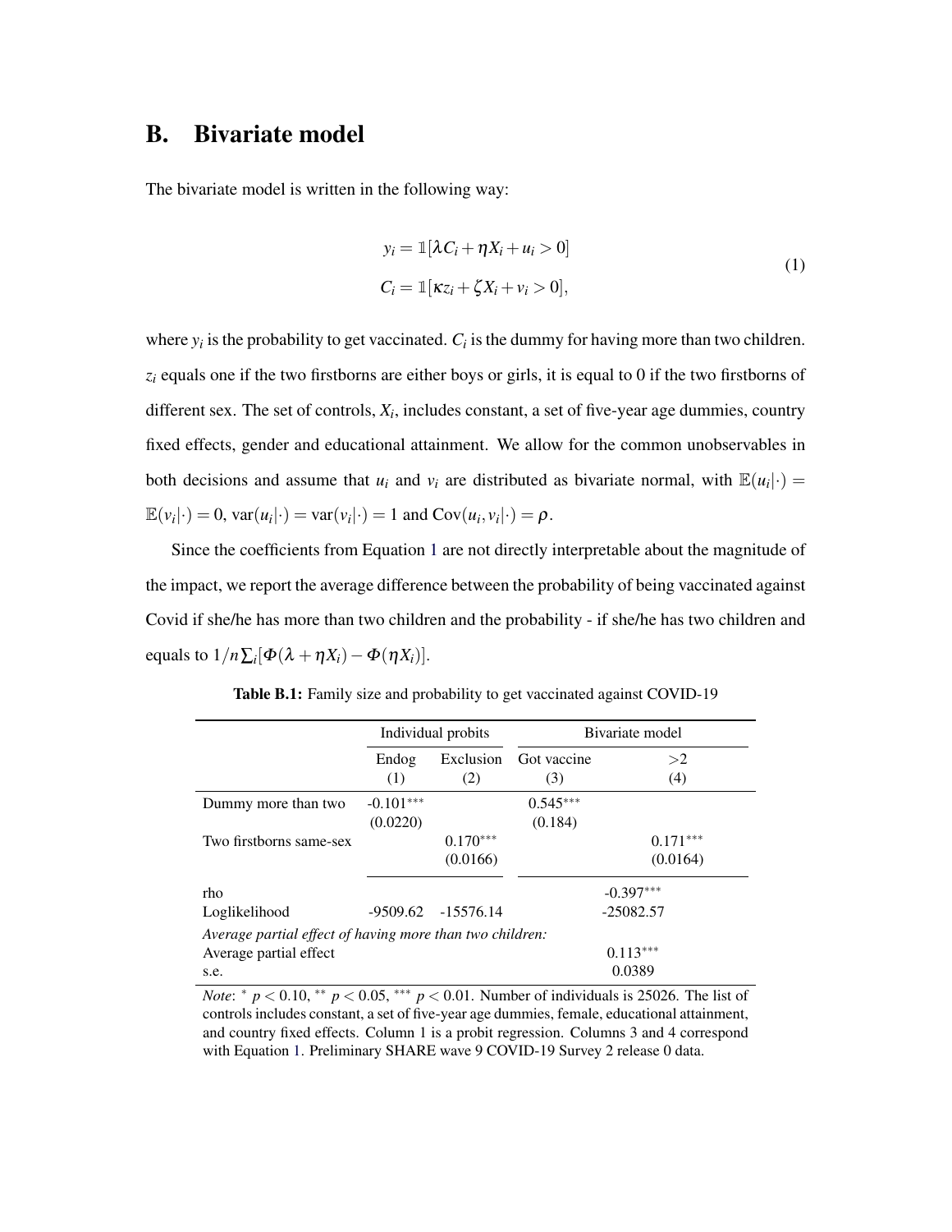## B. Bivariate model

The bivariate model is written in the following way:

$$
\begin{aligned}
y_i &= \mathbb{1}[\lambda C_i + \eta X_i + u_i > 0] \\
C_i &= \mathbb{1}[\kappa z_i + \zeta X_i + v_i > 0],
\end{aligned}
\tag{1}
$$

where $y_i$ is the probability to get vaccinated. $C_i$ is the dummy for having more than two children. $z_i$ equals one if the two firstborns are either boys or girls, it is equal to 0 if the two firstborns of different sex. The set of controls, $X_i$, includes constant, a set of five-year age dummies, country fixed effects, gender and educational attainment. We allow for the common unobservables in both decisions and assume that $u_i$ and $v_i$ are distributed as bivariate normal, with $\mathbb{E}(u_i|\cdot) = \mathbb{E}(v_i|\cdot) = 0$, $\text{var}(u_i|\cdot) = \text{var}(v_i|\cdot) = 1$ and $\text{Cov}(u_i, v_i|\cdot) = \rho$.

Since the coefficients from Equation 1 are not directly interpretable about the magnitude of the impact, we report the average difference between the probability of being vaccinated against Covid if she/he has more than two children and the probability - if she/he has two children and equals to $1/n\sum_i[\Phi(\lambda + \eta X_i) - \Phi(\eta X_i)]$.

**Table B.1:** Family size and probability to get vaccinated against COVID-19

| | Individual probits | | Bivariate model | |
|---|---|---|---|---|
| | Endog | Exclusion | Got vaccine | $>2$ |
| | (1) | (2) | (3) | (4) |
| Dummy more than two | -0.101*** | | 0.545*** | |
| | (0.0220) | | (0.184) | |
| Two firstborns same-sex | | 0.170*** | | 0.171*** |
| | | (0.0166) | | (0.0164) |
| rho | | | -0.397*** | |
| Loglikelihood | -9509.62 | -15576.14 | -25082.57 | |
| *Average partial effect of having more than two children:* | | | | |
| Average partial effect | | | 0.113*** | |
| s.e. | | | 0.0389 | |

*Note*: $^{*}$ $p < 0.10$, $^{**}$ $p < 0.05$, $^{***}$ $p < 0.01$. Number of individuals is 25026. The list of controls includes constant, a set of five-year age dummies, female, educational attainment, and country fixed effects. Column 1 is a probit regression. Columns 3 and 4 correspond with Equation 1. Preliminary SHARE wave 9 COVID-19 Survey 2 release 0 data.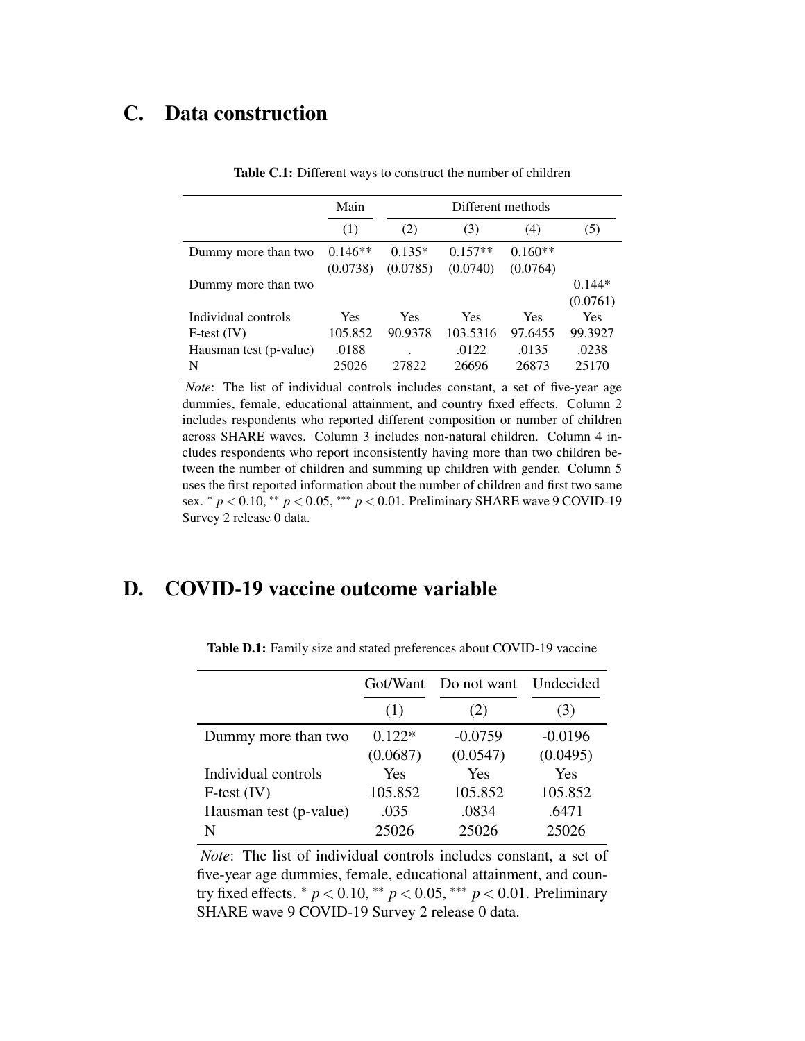# C. Data construction

**Table C.1:** Different ways to construct the number of children

| | Main | Different methods | | | |
|---|---|---|---|---|---|
| | (1) | (2) | (3) | (4) | (5) |
| Dummy more than two | 0.146** | 0.135* | 0.157** | 0.160** | |
| | (0.0738) | (0.0785) | (0.0740) | (0.0764) | |
| Dummy more than two | | | | | 0.144* |
| | | | | | (0.0761) |
| Individual controls | Yes | Yes | Yes | Yes | Yes |
| F-test (IV) | 105.852 | 90.9378 | 103.5316 | 97.6455 | 99.3927 |
| Hausman test (p-value) | .0188 | . | .0122 | .0135 | .0238 |
| N | 25026 | 27822 | 26696 | 26873 | 25170 |

*Note*: The list of individual controls includes constant, a set of five-year age dummies, female, educational attainment, and country fixed effects. Column 2 includes respondents who reported different composition or number of children across SHARE waves. Column 3 includes non-natural children. Column 4 includes respondents who report inconsistently having more than two children between the number of children and summing up children with gender. Column 5 uses the first reported information about the number of children and first two same sex. $^{*}$ $p < 0.10$, $^{**}$ $p < 0.05$, $^{***}$ $p < 0.01$. Preliminary SHARE wave 9 COVID-19 Survey 2 release 0 data.

# D. COVID-19 vaccine outcome variable

**Table D.1:** Family size and stated preferences about COVID-19 vaccine

| | Got/Want | Do not want | Undecided |
|---|---|---|---|
| | (1) | (2) | (3) |
| Dummy more than two | 0.122* | -0.0759 | -0.0196 |
| | (0.0687) | (0.0547) | (0.0495) |
| Individual controls | Yes | Yes | Yes |
| F-test (IV) | 105.852 | 105.852 | 105.852 |
| Hausman test (p-value) | .035 | .0834 | .6471 |
| N | 25026 | 25026 | 25026 |

*Note*: The list of individual controls includes constant, a set of five-year age dummies, female, educational attainment, and country fixed effects. $^{*}$ $p < 0.10$, $^{**}$ $p < 0.05$, $^{***}$ $p < 0.01$. Preliminary SHARE wave 9 COVID-19 Survey 2 release 0 data.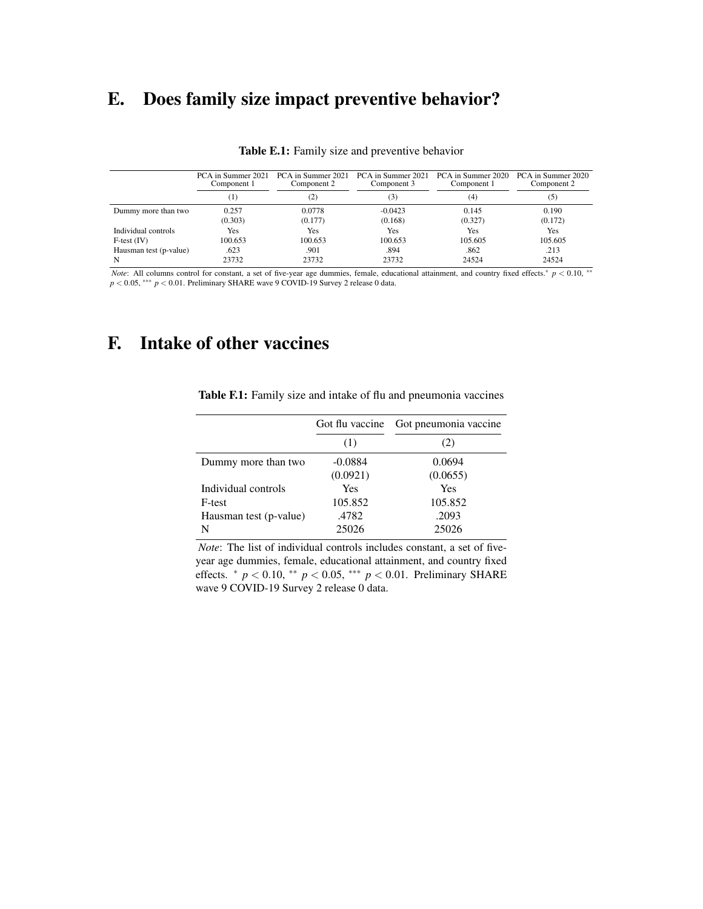# E. Does family size impact preventive behavior?

**Table E.1:** Family size and preventive behavior

| | PCA in Summer 2021 Component 1 | PCA in Summer 2021 Component 2 | PCA in Summer 2021 Component 3 | PCA in Summer 2020 Component 1 | PCA in Summer 2020 Component 2 |
|---|---|---|---|---|---|
| | (1) | (2) | (3) | (4) | (5) |
| Dummy more than two | 0.257 | 0.0778 | -0.0423 | 0.145 | 0.190 |
| | (0.303) | (0.177) | (0.168) | (0.327) | (0.172) |
| Individual controls | Yes | Yes | Yes | Yes | Yes |
| F-test (IV) | 100.653 | 100.653 | 100.653 | 105.605 | 105.605 |
| Hausman test (p-value) | .623 | .901 | .894 | .862 | .213 |
| N | 23732 | 23732 | 23732 | 24524 | 24524 |

*Note*: All columns control for constant, a set of five-year age dummies, female, educational attainment, and country fixed effects.* $p < 0.10$, ** $p < 0.05$, *** $p < 0.01$. Preliminary SHARE wave 9 COVID-19 Survey 2 release 0 data.

# F. Intake of other vaccines

**Table F.1:** Family size and intake of flu and pneumonia vaccines

| | Got flu vaccine | Got pneumonia vaccine |
|---|---|---|
| | (1) | (2) |
| Dummy more than two | -0.0884 | 0.0694 |
| | (0.0921) | (0.0655) |
| Individual controls | Yes | Yes |
| F-test | 105.852 | 105.852 |
| Hausman test (p-value) | .4782 | .2093 |
| N | 25026 | 25026 |

*Note*: The list of individual controls includes constant, a set of five-year age dummies, female, educational attainment, and country fixed effects. * $p < 0.10$, ** $p < 0.05$, *** $p < 0.01$. Preliminary SHARE wave 9 COVID-19 Survey 2 release 0 data.